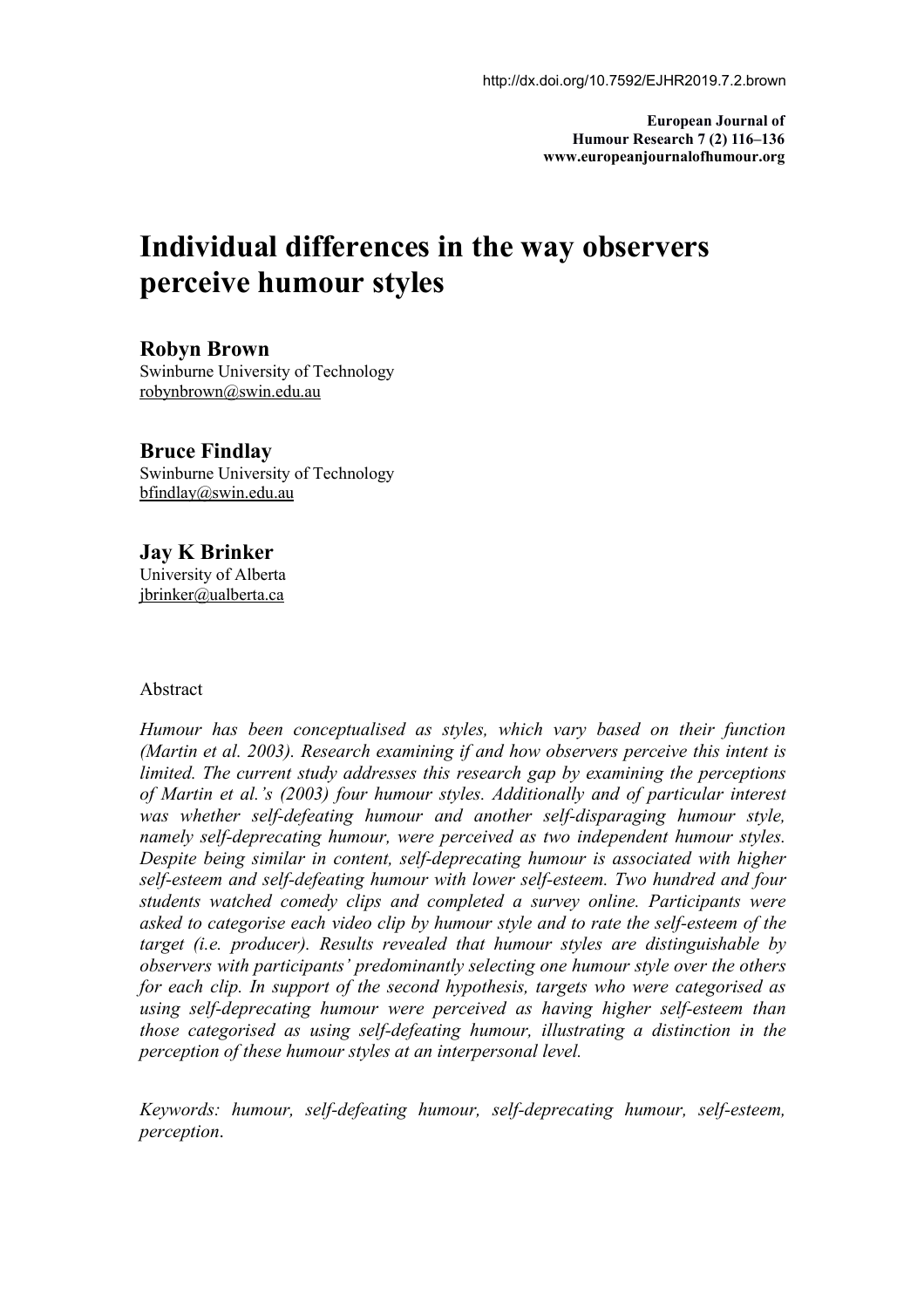http://dx.doi.org/10.7592/EJHR2019.7.2.brown

**European Journal of Humour Research 7 (2) 116–136**
**www.europeanjournalofhumour.org**

# Individual differences in the way observers perceive humour styles

**Robyn Brown**
Swinburne University of Technology
robynbrown@swin.edu.au

**Bruce Findlay**
Swinburne University of Technology
bfindlay@swin.edu.au

**Jay K Brinker**
University of Alberta
jbrinker@ualberta.ca

Abstract

*Humour has been conceptualised as styles, which vary based on their function (Martin et al. 2003). Research examining if and how observers perceive this intent is limited. The current study addresses this research gap by examining the perceptions of Martin et al.'s (2003) four humour styles. Additionally and of particular interest was whether self-defeating humour and another self-disparaging humour style, namely self-deprecating humour, were perceived as two independent humour styles. Despite being similar in content, self-deprecating humour is associated with higher self-esteem and self-defeating humour with lower self-esteem. Two hundred and four students watched comedy clips and completed a survey online. Participants were asked to categorise each video clip by humour style and to rate the self-esteem of the target (i.e. producer). Results revealed that humour styles are distinguishable by observers with participants' predominantly selecting one humour style over the others for each clip. In support of the second hypothesis, targets who were categorised as using self-deprecating humour were perceived as having higher self-esteem than those categorised as using self-defeating humour, illustrating a distinction in the perception of these humour styles at an interpersonal level.*

*Keywords: humour, self-defeating humour, self-deprecating humour, self-esteem, perception.*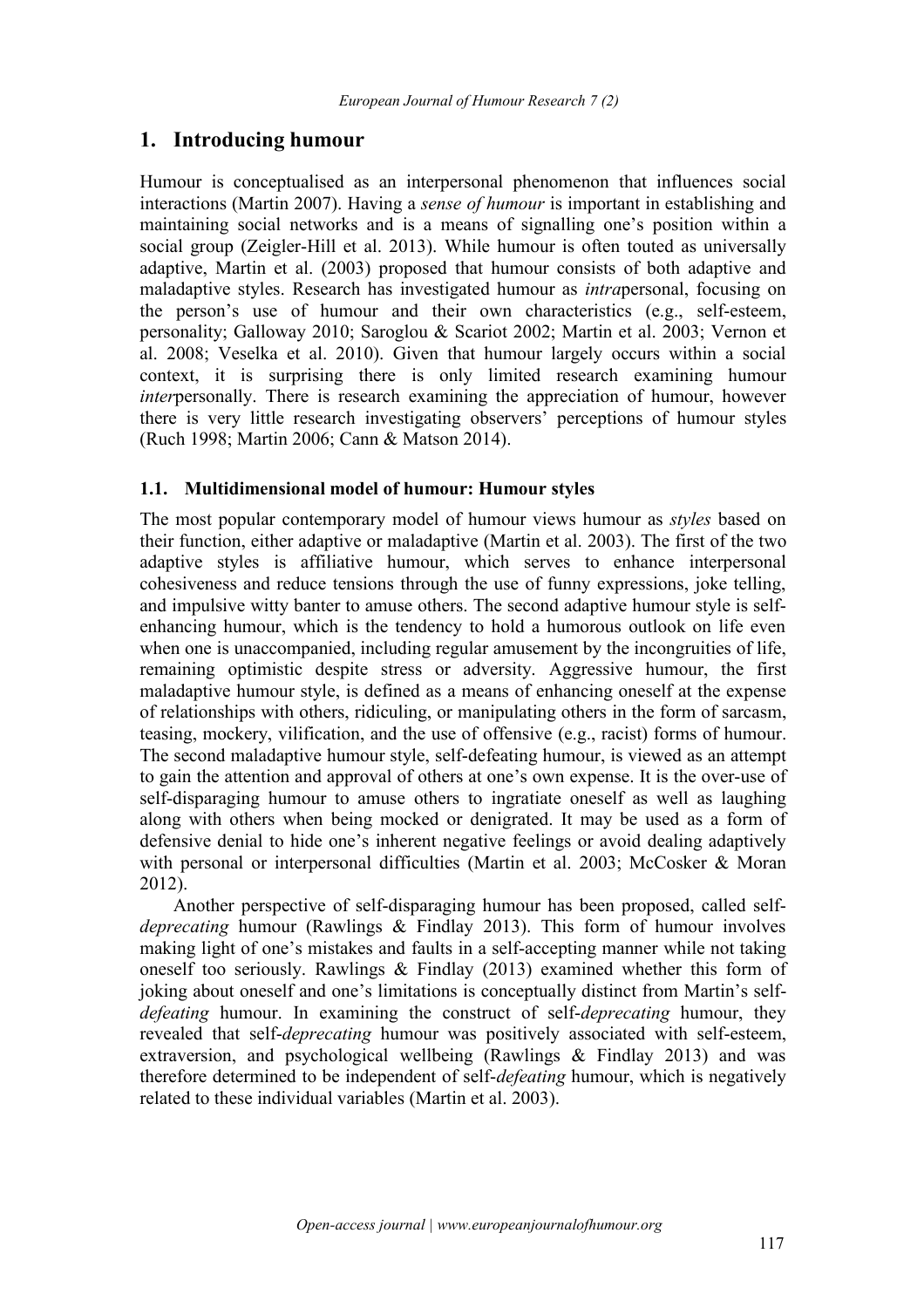## 1. Introducing humour

Humour is conceptualised as an interpersonal phenomenon that influences social interactions (Martin 2007). Having a *sense of humour* is important in establishing and maintaining social networks and is a means of signalling one's position within a social group (Zeigler-Hill et al. 2013). While humour is often touted as universally adaptive, Martin et al. (2003) proposed that humour consists of both adaptive and maladaptive styles. Research has investigated humour as *intra*personal, focusing on the person's use of humour and their own characteristics (e.g., self-esteem, personality; Galloway 2010; Saroglou & Scariot 2002; Martin et al. 2003; Vernon et al. 2008; Veselka et al. 2010). Given that humour largely occurs within a social context, it is surprising there is only limited research examining humour *inter*personally. There is research examining the appreciation of humour, however there is very little research investigating observers' perceptions of humour styles (Ruch 1998; Martin 2006; Cann & Matson 2014).

### 1.1. Multidimensional model of humour: Humour styles

The most popular contemporary model of humour views humour as *styles* based on their function, either adaptive or maladaptive (Martin et al. 2003). The first of the two adaptive styles is affiliative humour, which serves to enhance interpersonal cohesiveness and reduce tensions through the use of funny expressions, joke telling, and impulsive witty banter to amuse others. The second adaptive humour style is self-enhancing humour, which is the tendency to hold a humorous outlook on life even when one is unaccompanied, including regular amusement by the incongruities of life, remaining optimistic despite stress or adversity. Aggressive humour, the first maladaptive humour style, is defined as a means of enhancing oneself at the expense of relationships with others, ridiculing, or manipulating others in the form of sarcasm, teasing, mockery, vilification, and the use of offensive (e.g., racist) forms of humour. The second maladaptive humour style, self-defeating humour, is viewed as an attempt to gain the attention and approval of others at one's own expense. It is the over-use of self-disparaging humour to amuse others to ingratiate oneself as well as laughing along with others when being mocked or denigrated. It may be used as a form of defensive denial to hide one's inherent negative feelings or avoid dealing adaptively with personal or interpersonal difficulties (Martin et al. 2003; McCosker & Moran 2012).

Another perspective of self-disparaging humour has been proposed, called self-*deprecating* humour (Rawlings & Findlay 2013). This form of humour involves making light of one's mistakes and faults in a self-accepting manner while not taking oneself too seriously. Rawlings & Findlay (2013) examined whether this form of joking about oneself and one's limitations is conceptually distinct from Martin's self-*defeating* humour. In examining the construct of self-*deprecating* humour, they revealed that self-*deprecating* humour was positively associated with self-esteem, extraversion, and psychological wellbeing (Rawlings & Findlay 2013) and was therefore determined to be independent of self-*defeating* humour, which is negatively related to these individual variables (Martin et al. 2003).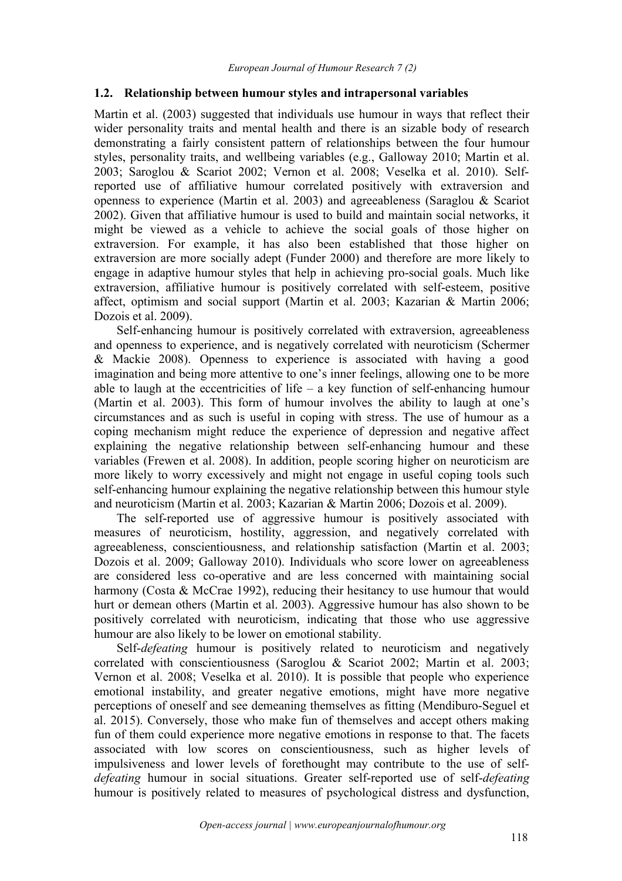### 1.2. Relationship between humour styles and intrapersonal variables

Martin et al. (2003) suggested that individuals use humour in ways that reflect their wider personality traits and mental health and there is an sizable body of research demonstrating a fairly consistent pattern of relationships between the four humour styles, personality traits, and wellbeing variables (e.g., Galloway 2010; Martin et al. 2003; Saroglou & Scariot 2002; Vernon et al. 2008; Veselka et al. 2010). Self-reported use of affiliative humour correlated positively with extraversion and openness to experience (Martin et al. 2003) and agreeableness (Saraglou & Scariot 2002). Given that affiliative humour is used to build and maintain social networks, it might be viewed as a vehicle to achieve the social goals of those higher on extraversion. For example, it has also been established that those higher on extraversion are more socially adept (Funder 2000) and therefore are more likely to engage in adaptive humour styles that help in achieving pro-social goals. Much like extraversion, affiliative humour is positively correlated with self-esteem, positive affect, optimism and social support (Martin et al. 2003; Kazarian & Martin 2006; Dozois et al. 2009).

Self-enhancing humour is positively correlated with extraversion, agreeableness and openness to experience, and is negatively correlated with neuroticism (Schermer & Mackie 2008). Openness to experience is associated with having a good imagination and being more attentive to one's inner feelings, allowing one to be more able to laugh at the eccentricities of life – a key function of self-enhancing humour (Martin et al. 2003). This form of humour involves the ability to laugh at one's circumstances and as such is useful in coping with stress. The use of humour as a coping mechanism might reduce the experience of depression and negative affect explaining the negative relationship between self-enhancing humour and these variables (Frewen et al. 2008). In addition, people scoring higher on neuroticism are more likely to worry excessively and might not engage in useful coping tools such self-enhancing humour explaining the negative relationship between this humour style and neuroticism (Martin et al. 2003; Kazarian & Martin 2006; Dozois et al. 2009).

The self-reported use of aggressive humour is positively associated with measures of neuroticism, hostility, aggression, and negatively correlated with agreeableness, conscientiousness, and relationship satisfaction (Martin et al. 2003; Dozois et al. 2009; Galloway 2010). Individuals who score lower on agreeableness are considered less co-operative and are less concerned with maintaining social harmony (Costa & McCrae 1992), reducing their hesitancy to use humour that would hurt or demean others (Martin et al. 2003). Aggressive humour has also shown to be positively correlated with neuroticism, indicating that those who use aggressive humour are also likely to be lower on emotional stability.

Self-*defeating* humour is positively related to neuroticism and negatively correlated with conscientiousness (Saroglou & Scariot 2002; Martin et al. 2003; Vernon et al. 2008; Veselka et al. 2010). It is possible that people who experience emotional instability, and greater negative emotions, might have more negative perceptions of oneself and see demeaning themselves as fitting (Mendiburo-Seguel et al. 2015). Conversely, those who make fun of themselves and accept others making fun of them could experience more negative emotions in response to that. The facets associated with low scores on conscientiousness, such as higher levels of impulsiveness and lower levels of forethought may contribute to the use of self-*defeating* humour in social situations. Greater self-reported use of self-*defeating* humour is positively related to measures of psychological distress and dysfunction,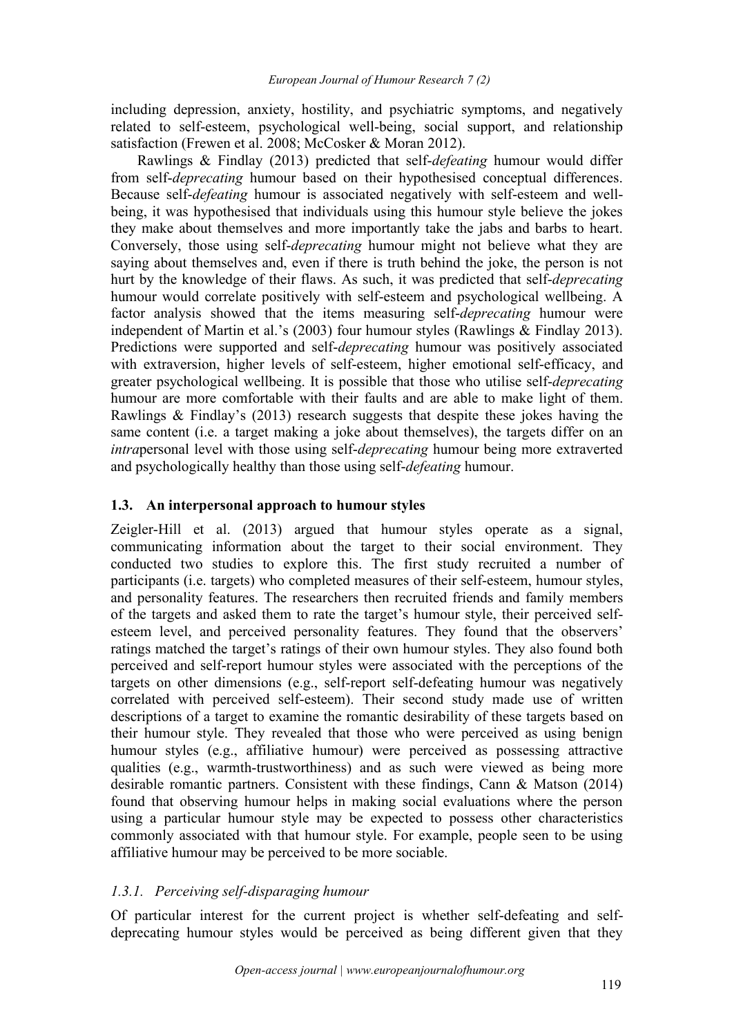including depression, anxiety, hostility, and psychiatric symptoms, and negatively related to self-esteem, psychological well-being, social support, and relationship satisfaction (Frewen et al. 2008; McCosker & Moran 2012).

Rawlings & Findlay (2013) predicted that self-*defeating* humour would differ from self-*deprecating* humour based on their hypothesised conceptual differences. Because self-*defeating* humour is associated negatively with self-esteem and well-being, it was hypothesised that individuals using this humour style believe the jokes they make about themselves and more importantly take the jabs and barbs to heart. Conversely, those using self-*deprecating* humour might not believe what they are saying about themselves and, even if there is truth behind the joke, the person is not hurt by the knowledge of their flaws. As such, it was predicted that self-*deprecating* humour would correlate positively with self-esteem and psychological wellbeing. A factor analysis showed that the items measuring self-*deprecating* humour were independent of Martin et al.'s (2003) four humour styles (Rawlings & Findlay 2013). Predictions were supported and self-*deprecating* humour was positively associated with extraversion, higher levels of self-esteem, higher emotional self-efficacy, and greater psychological wellbeing. It is possible that those who utilise self-*deprecating* humour are more comfortable with their faults and are able to make light of them. Rawlings & Findlay's (2013) research suggests that despite these jokes having the same content (i.e. a target making a joke about themselves), the targets differ on an *intra*personal level with those using self-*deprecating* humour being more extraverted and psychologically healthy than those using self-*defeating* humour.

### 1.3. An interpersonal approach to humour styles

Zeigler-Hill et al. (2013) argued that humour styles operate as a signal, communicating information about the target to their social environment. They conducted two studies to explore this. The first study recruited a number of participants (i.e. targets) who completed measures of their self-esteem, humour styles, and personality features. The researchers then recruited friends and family members of the targets and asked them to rate the target's humour style, their perceived self-esteem level, and perceived personality features. They found that the observers' ratings matched the target's ratings of their own humour styles. They also found both perceived and self-report humour styles were associated with the perceptions of the targets on other dimensions (e.g., self-report self-defeating humour was negatively correlated with perceived self-esteem). Their second study made use of written descriptions of a target to examine the romantic desirability of these targets based on their humour style. They revealed that those who were perceived as using benign humour styles (e.g., affiliative humour) were perceived as possessing attractive qualities (e.g., warmth-trustworthiness) and as such were viewed as being more desirable romantic partners. Consistent with these findings, Cann & Matson (2014) found that observing humour helps in making social evaluations where the person using a particular humour style may be expected to possess other characteristics commonly associated with that humour style. For example, people seen to be using affiliative humour may be perceived to be more sociable.

#### *1.3.1. Perceiving self-disparaging humour*

Of particular interest for the current project is whether self-defeating and self-deprecating humour styles would be perceived as being different given that they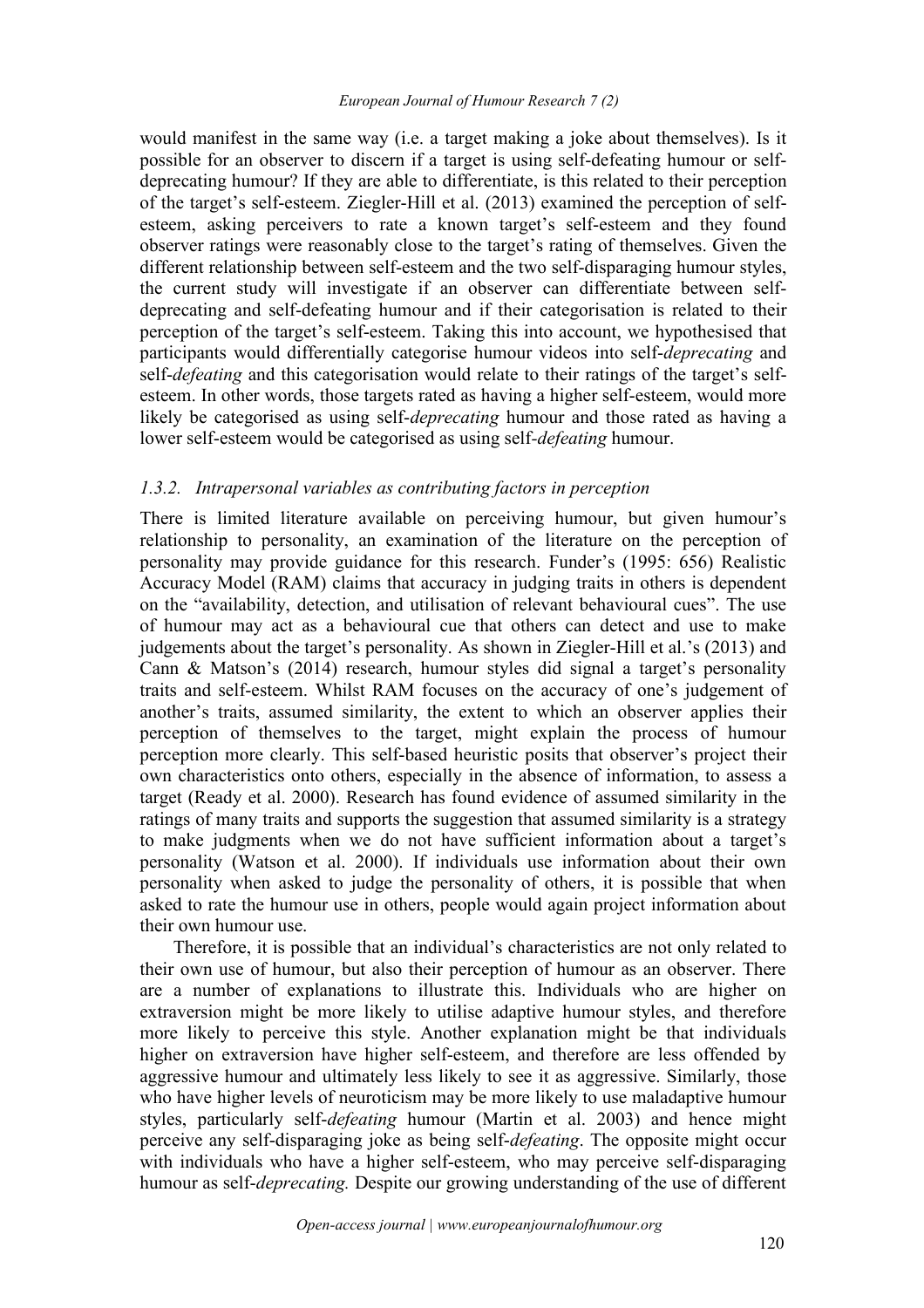would manifest in the same way (i.e. a target making a joke about themselves). Is it possible for an observer to discern if a target is using self-defeating humour or self-deprecating humour? If they are able to differentiate, is this related to their perception of the target's self-esteem. Ziegler-Hill et al. (2013) examined the perception of self-esteem, asking perceivers to rate a known target's self-esteem and they found observer ratings were reasonably close to the target's rating of themselves. Given the different relationship between self-esteem and the two self-disparaging humour styles, the current study will investigate if an observer can differentiate between self-deprecating and self-defeating humour and if their categorisation is related to their perception of the target's self-esteem. Taking this into account, we hypothesised that participants would differentially categorise humour videos into self-*deprecating* and self-*defeating* and this categorisation would relate to their ratings of the target's self-esteem. In other words, those targets rated as having a higher self-esteem, would more likely be categorised as using self-*deprecating* humour and those rated as having a lower self-esteem would be categorised as using self-*defeating* humour.

### *1.3.2. Intrapersonal variables as contributing factors in perception*

There is limited literature available on perceiving humour, but given humour's relationship to personality, an examination of the literature on the perception of personality may provide guidance for this research. Funder's (1995: 656) Realistic Accuracy Model (RAM) claims that accuracy in judging traits in others is dependent on the "availability, detection, and utilisation of relevant behavioural cues". The use of humour may act as a behavioural cue that others can detect and use to make judgements about the target's personality. As shown in Ziegler-Hill et al.'s (2013) and Cann & Matson's (2014) research, humour styles did signal a target's personality traits and self-esteem. Whilst RAM focuses on the accuracy of one's judgement of another's traits, assumed similarity, the extent to which an observer applies their perception of themselves to the target, might explain the process of humour perception more clearly. This self-based heuristic posits that observer's project their own characteristics onto others, especially in the absence of information, to assess a target (Ready et al. 2000). Research has found evidence of assumed similarity in the ratings of many traits and supports the suggestion that assumed similarity is a strategy to make judgments when we do not have sufficient information about a target's personality (Watson et al. 2000). If individuals use information about their own personality when asked to judge the personality of others, it is possible that when asked to rate the humour use in others, people would again project information about their own humour use.

Therefore, it is possible that an individual's characteristics are not only related to their own use of humour, but also their perception of humour as an observer. There are a number of explanations to illustrate this. Individuals who are higher on extraversion might be more likely to utilise adaptive humour styles, and therefore more likely to perceive this style. Another explanation might be that individuals higher on extraversion have higher self-esteem, and therefore are less offended by aggressive humour and ultimately less likely to see it as aggressive. Similarly, those who have higher levels of neuroticism may be more likely to use maladaptive humour styles, particularly self-*defeating* humour (Martin et al. 2003) and hence might perceive any self-disparaging joke as being self-*defeating*. The opposite might occur with individuals who have a higher self-esteem, who may perceive self-disparaging humour as self-*deprecating.* Despite our growing understanding of the use of different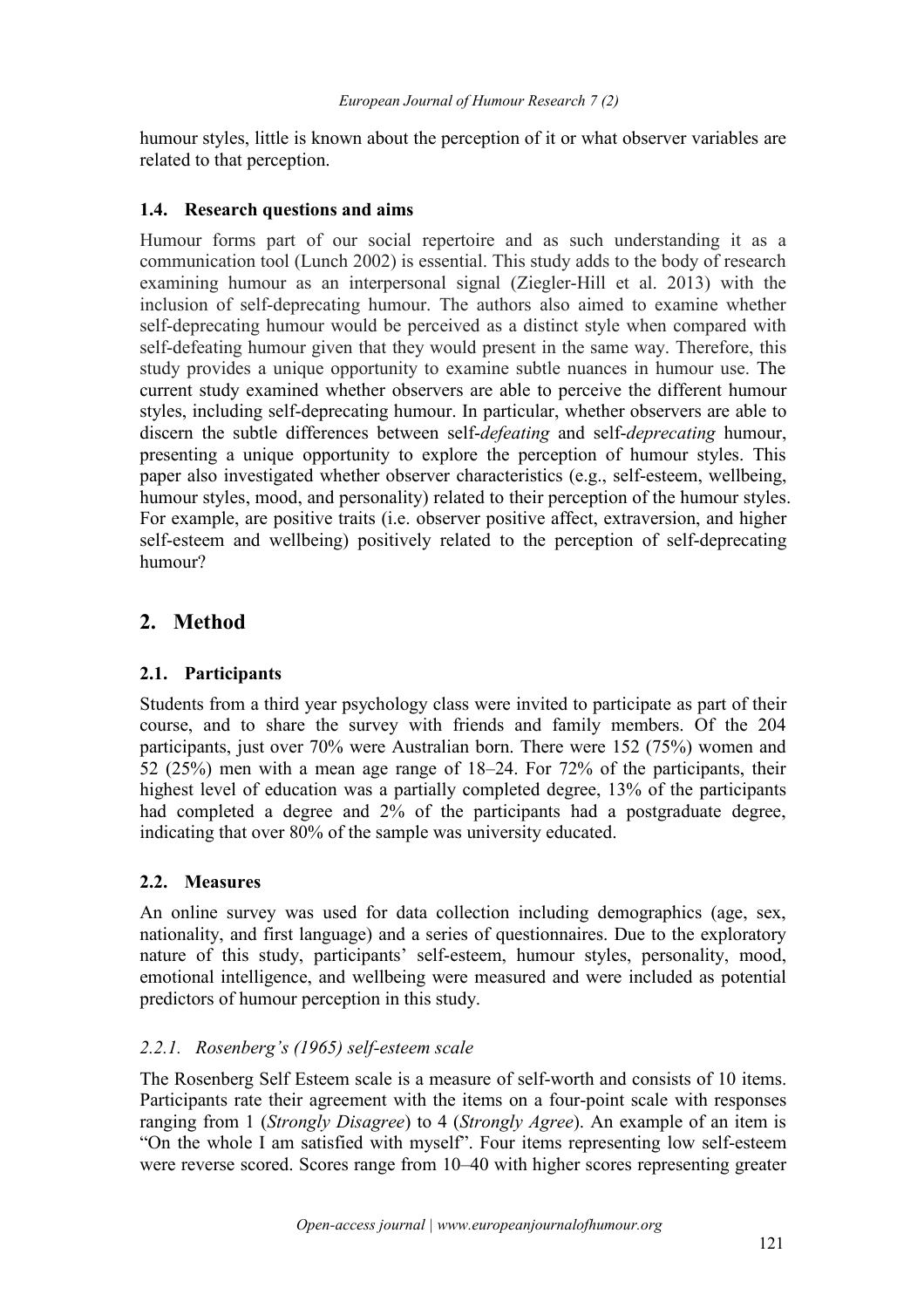humour styles, little is known about the perception of it or what observer variables are related to that perception.

### 1.4. Research questions and aims

Humour forms part of our social repertoire and as such understanding it as a communication tool (Lunch 2002) is essential. This study adds to the body of research examining humour as an interpersonal signal (Ziegler-Hill et al. 2013) with the inclusion of self-deprecating humour. The authors also aimed to examine whether self-deprecating humour would be perceived as a distinct style when compared with self-defeating humour given that they would present in the same way. Therefore, this study provides a unique opportunity to examine subtle nuances in humour use. The current study examined whether observers are able to perceive the different humour styles, including self-deprecating humour. In particular, whether observers are able to discern the subtle differences between self-*defeating* and self-*deprecating* humour, presenting a unique opportunity to explore the perception of humour styles. This paper also investigated whether observer characteristics (e.g., self-esteem, wellbeing, humour styles, mood, and personality) related to their perception of the humour styles. For example, are positive traits (i.e. observer positive affect, extraversion, and higher self-esteem and wellbeing) positively related to the perception of self-deprecating humour?

## 2. Method

### 2.1. Participants

Students from a third year psychology class were invited to participate as part of their course, and to share the survey with friends and family members. Of the 204 participants, just over 70% were Australian born. There were 152 (75%) women and 52 (25%) men with a mean age range of 18–24. For 72% of the participants, their highest level of education was a partially completed degree, 13% of the participants had completed a degree and 2% of the participants had a postgraduate degree, indicating that over 80% of the sample was university educated.

### 2.2. Measures

An online survey was used for data collection including demographics (age, sex, nationality, and first language) and a series of questionnaires. Due to the exploratory nature of this study, participants' self-esteem, humour styles, personality, mood, emotional intelligence, and wellbeing were measured and were included as potential predictors of humour perception in this study.

#### *2.2.1. Rosenberg's (1965) self-esteem scale*

The Rosenberg Self Esteem scale is a measure of self-worth and consists of 10 items. Participants rate their agreement with the items on a four-point scale with responses ranging from 1 (*Strongly Disagree*) to 4 (*Strongly Agree*). An example of an item is "On the whole I am satisfied with myself". Four items representing low self-esteem were reverse scored. Scores range from 10–40 with higher scores representing greater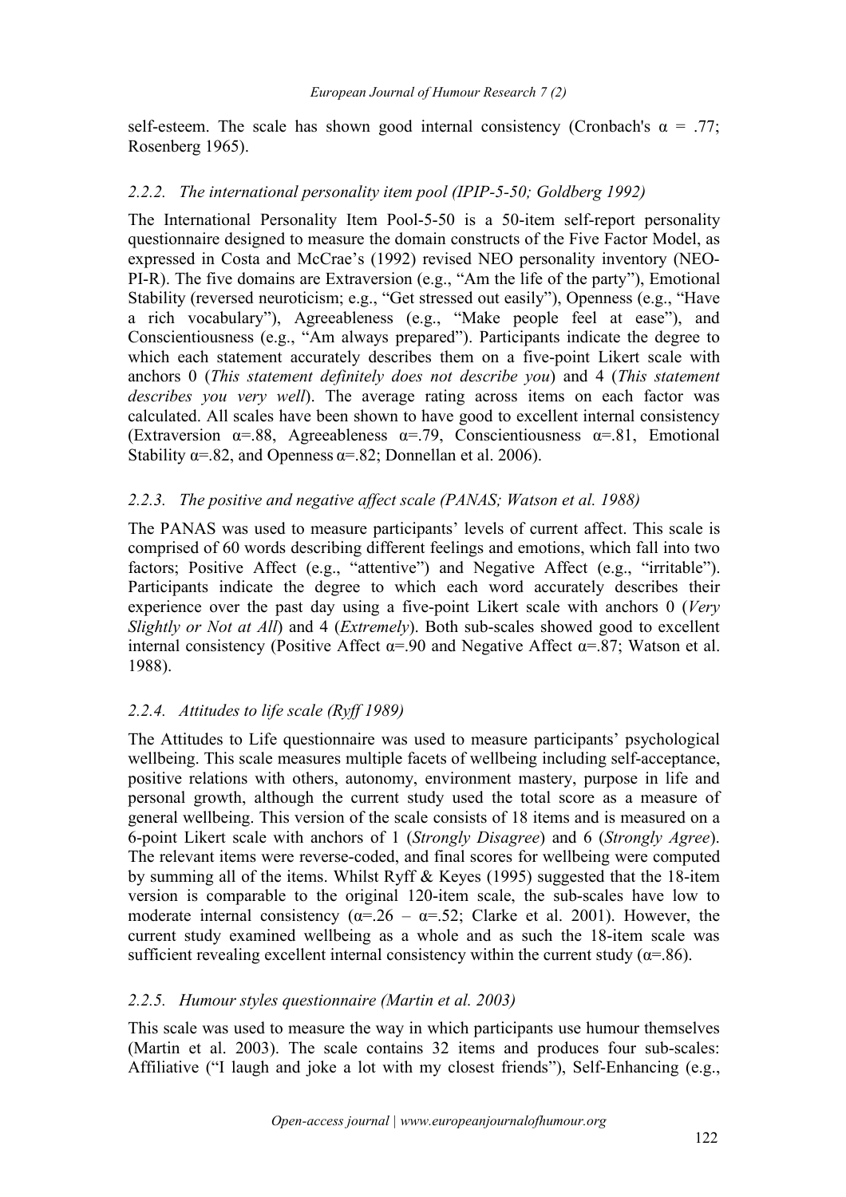self-esteem. The scale has shown good internal consistency (Cronbach's α = .77; Rosenberg 1965).

### *2.2.2. The international personality item pool (IPIP-5-50; Goldberg 1992)*

The International Personality Item Pool-5-50 is a 50-item self-report personality questionnaire designed to measure the domain constructs of the Five Factor Model, as expressed in Costa and McCrae's (1992) revised NEO personality inventory (NEO-PI-R). The five domains are Extraversion (e.g., "Am the life of the party"), Emotional Stability (reversed neuroticism; e.g., "Get stressed out easily"), Openness (e.g., "Have a rich vocabulary"), Agreeableness (e.g., "Make people feel at ease"), and Conscientiousness (e.g., "Am always prepared"). Participants indicate the degree to which each statement accurately describes them on a five-point Likert scale with anchors 0 (*This statement definitely does not describe you*) and 4 (*This statement describes you very well*). The average rating across items on each factor was calculated. All scales have been shown to have good to excellent internal consistency (Extraversion α=.88, Agreeableness α=.79, Conscientiousness α=.81, Emotional Stability α=.82, and Openness α=.82; Donnellan et al. 2006).

### *2.2.3. The positive and negative affect scale (PANAS; Watson et al. 1988)*

The PANAS was used to measure participants' levels of current affect. This scale is comprised of 60 words describing different feelings and emotions, which fall into two factors; Positive Affect (e.g., "attentive") and Negative Affect (e.g., "irritable"). Participants indicate the degree to which each word accurately describes their experience over the past day using a five-point Likert scale with anchors 0 (*Very Slightly or Not at All*) and 4 (*Extremely*). Both sub-scales showed good to excellent internal consistency (Positive Affect α=.90 and Negative Affect α=.87; Watson et al. 1988).

### *2.2.4. Attitudes to life scale (Ryff 1989)*

The Attitudes to Life questionnaire was used to measure participants' psychological wellbeing. This scale measures multiple facets of wellbeing including self-acceptance, positive relations with others, autonomy, environment mastery, purpose in life and personal growth, although the current study used the total score as a measure of general wellbeing. This version of the scale consists of 18 items and is measured on a 6-point Likert scale with anchors of 1 (*Strongly Disagree*) and 6 (*Strongly Agree*). The relevant items were reverse-coded, and final scores for wellbeing were computed by summing all of the items. Whilst Ryff & Keyes (1995) suggested that the 18-item version is comparable to the original 120-item scale, the sub-scales have low to moderate internal consistency (α=.26 – α=.52; Clarke et al. 2001). However, the current study examined wellbeing as a whole and as such the 18-item scale was sufficient revealing excellent internal consistency within the current study (α=.86).

### *2.2.5. Humour styles questionnaire (Martin et al. 2003)*

This scale was used to measure the way in which participants use humour themselves (Martin et al. 2003). The scale contains 32 items and produces four sub-scales: Affiliative ("I laugh and joke a lot with my closest friends"), Self-Enhancing (e.g.,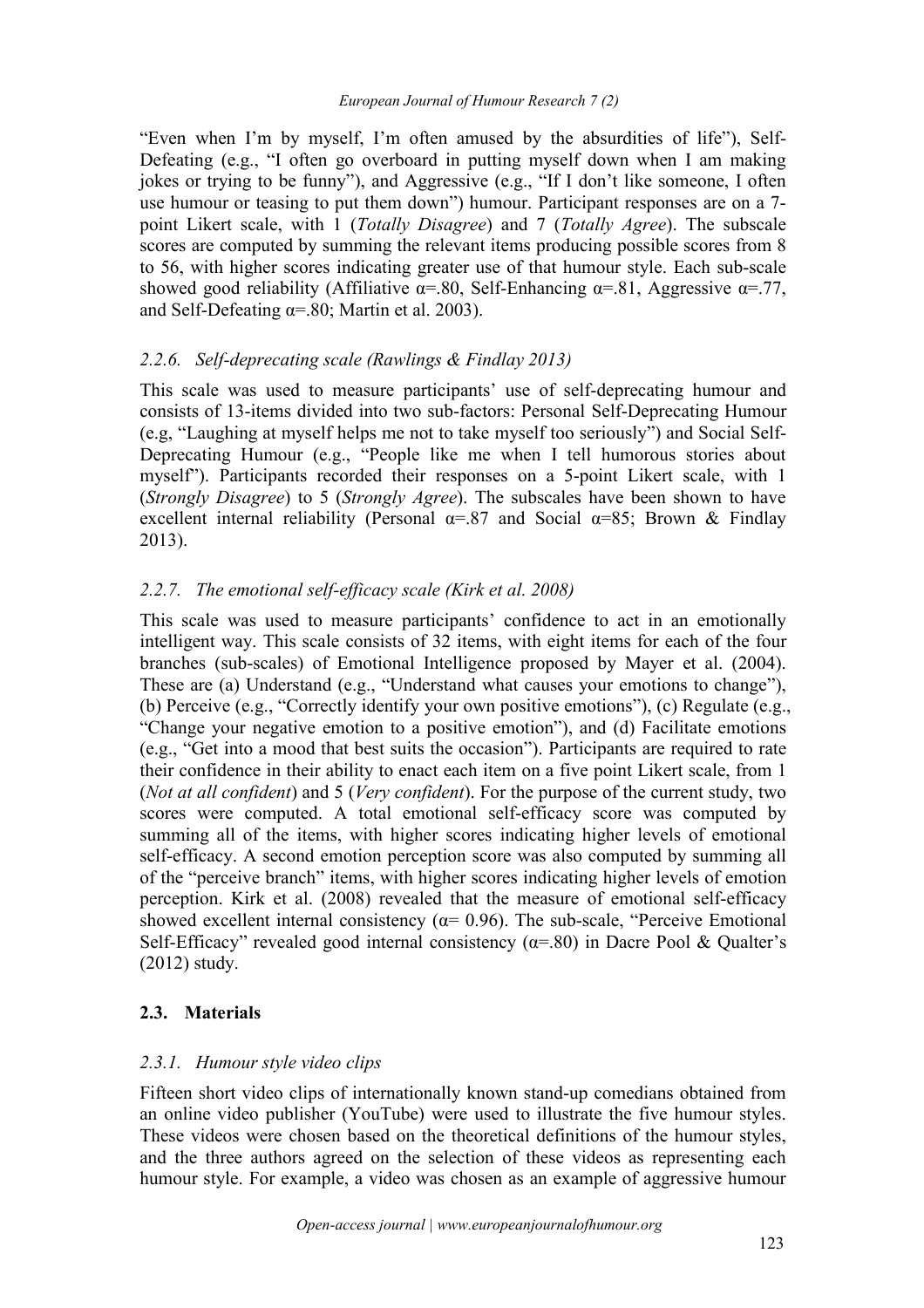"Even when I'm by myself, I'm often amused by the absurdities of life"), Self-Defeating (e.g., "I often go overboard in putting myself down when I am making jokes or trying to be funny"), and Aggressive (e.g., "If I don't like someone, I often use humour or teasing to put them down") humour. Participant responses are on a 7-point Likert scale, with 1 (*Totally Disagree*) and 7 (*Totally Agree*). The subscale scores are computed by summing the relevant items producing possible scores from 8 to 56, with higher scores indicating greater use of that humour style. Each sub-scale showed good reliability (Affiliative α=.80, Self-Enhancing α=.81, Aggressive α=.77, and Self-Defeating α=.80; Martin et al. 2003).

### *2.2.6. Self-deprecating scale (Rawlings & Findlay 2013)*

This scale was used to measure participants' use of self-deprecating humour and consists of 13-items divided into two sub-factors: Personal Self-Deprecating Humour (e.g, "Laughing at myself helps me not to take myself too seriously") and Social Self-Deprecating Humour (e.g., "People like me when I tell humorous stories about myself"). Participants recorded their responses on a 5-point Likert scale, with 1 (*Strongly Disagree*) to 5 (*Strongly Agree*). The subscales have been shown to have excellent internal reliability (Personal α=.87 and Social α=85; Brown & Findlay 2013).

### *2.2.7. The emotional self-efficacy scale (Kirk et al. 2008)*

This scale was used to measure participants' confidence to act in an emotionally intelligent way. This scale consists of 32 items, with eight items for each of the four branches (sub-scales) of Emotional Intelligence proposed by Mayer et al. (2004). These are (a) Understand (e.g., "Understand what causes your emotions to change"), (b) Perceive (e.g., "Correctly identify your own positive emotions"), (c) Regulate (e.g., "Change your negative emotion to a positive emotion"), and (d) Facilitate emotions (e.g., "Get into a mood that best suits the occasion"). Participants are required to rate their confidence in their ability to enact each item on a five point Likert scale, from 1 (*Not at all confident*) and 5 (*Very confident*). For the purpose of the current study, two scores were computed. A total emotional self-efficacy score was computed by summing all of the items, with higher scores indicating higher levels of emotional self-efficacy. A second emotion perception score was also computed by summing all of the "perceive branch" items, with higher scores indicating higher levels of emotion perception. Kirk et al. (2008) revealed that the measure of emotional self-efficacy showed excellent internal consistency (α= 0.96). The sub-scale, "Perceive Emotional Self-Efficacy" revealed good internal consistency (α=.80) in Dacre Pool & Qualter's (2012) study.

## 2.3. Materials

### *2.3.1. Humour style video clips*

Fifteen short video clips of internationally known stand-up comedians obtained from an online video publisher (YouTube) were used to illustrate the five humour styles. These videos were chosen based on the theoretical definitions of the humour styles, and the three authors agreed on the selection of these videos as representing each humour style. For example, a video was chosen as an example of aggressive humour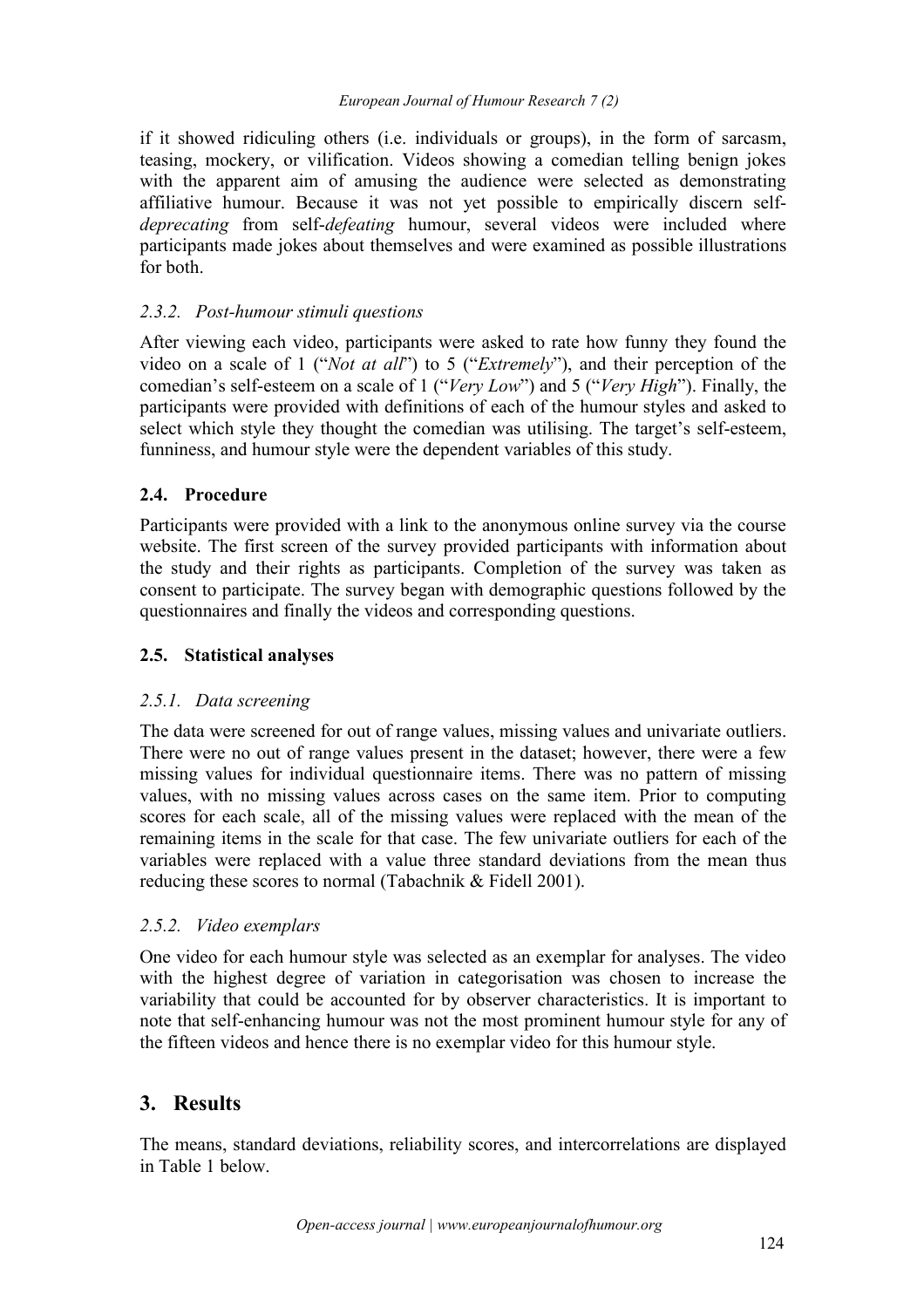if it showed ridiculing others (i.e. individuals or groups), in the form of sarcasm, teasing, mockery, or vilification. Videos showing a comedian telling benign jokes with the apparent aim of amusing the audience were selected as demonstrating affiliative humour. Because it was not yet possible to empirically discern self-*deprecating* from self-*defeating* humour, several videos were included where participants made jokes about themselves and were examined as possible illustrations for both.

### *2.3.2. Post-humour stimuli questions*

After viewing each video, participants were asked to rate how funny they found the video on a scale of 1 ("*Not at all*") to 5 ("*Extremely*"), and their perception of the comedian's self-esteem on a scale of 1 ("*Very Low*") and 5 ("*Very High*"). Finally, the participants were provided with definitions of each of the humour styles and asked to select which style they thought the comedian was utilising. The target's self-esteem, funniness, and humour style were the dependent variables of this study.

## **2.4. Procedure**

Participants were provided with a link to the anonymous online survey via the course website. The first screen of the survey provided participants with information about the study and their rights as participants. Completion of the survey was taken as consent to participate. The survey began with demographic questions followed by the questionnaires and finally the videos and corresponding questions.

## **2.5. Statistical analyses**

### *2.5.1. Data screening*

The data were screened for out of range values, missing values and univariate outliers. There were no out of range values present in the dataset; however, there were a few missing values for individual questionnaire items. There was no pattern of missing values, with no missing values across cases on the same item. Prior to computing scores for each scale, all of the missing values were replaced with the mean of the remaining items in the scale for that case. The few univariate outliers for each of the variables were replaced with a value three standard deviations from the mean thus reducing these scores to normal (Tabachnik & Fidell 2001).

### *2.5.2. Video exemplars*

One video for each humour style was selected as an exemplar for analyses. The video with the highest degree of variation in categorisation was chosen to increase the variability that could be accounted for by observer characteristics. It is important to note that self-enhancing humour was not the most prominent humour style for any of the fifteen videos and hence there is no exemplar video for this humour style.

# **3. Results**

The means, standard deviations, reliability scores, and intercorrelations are displayed in Table 1 below.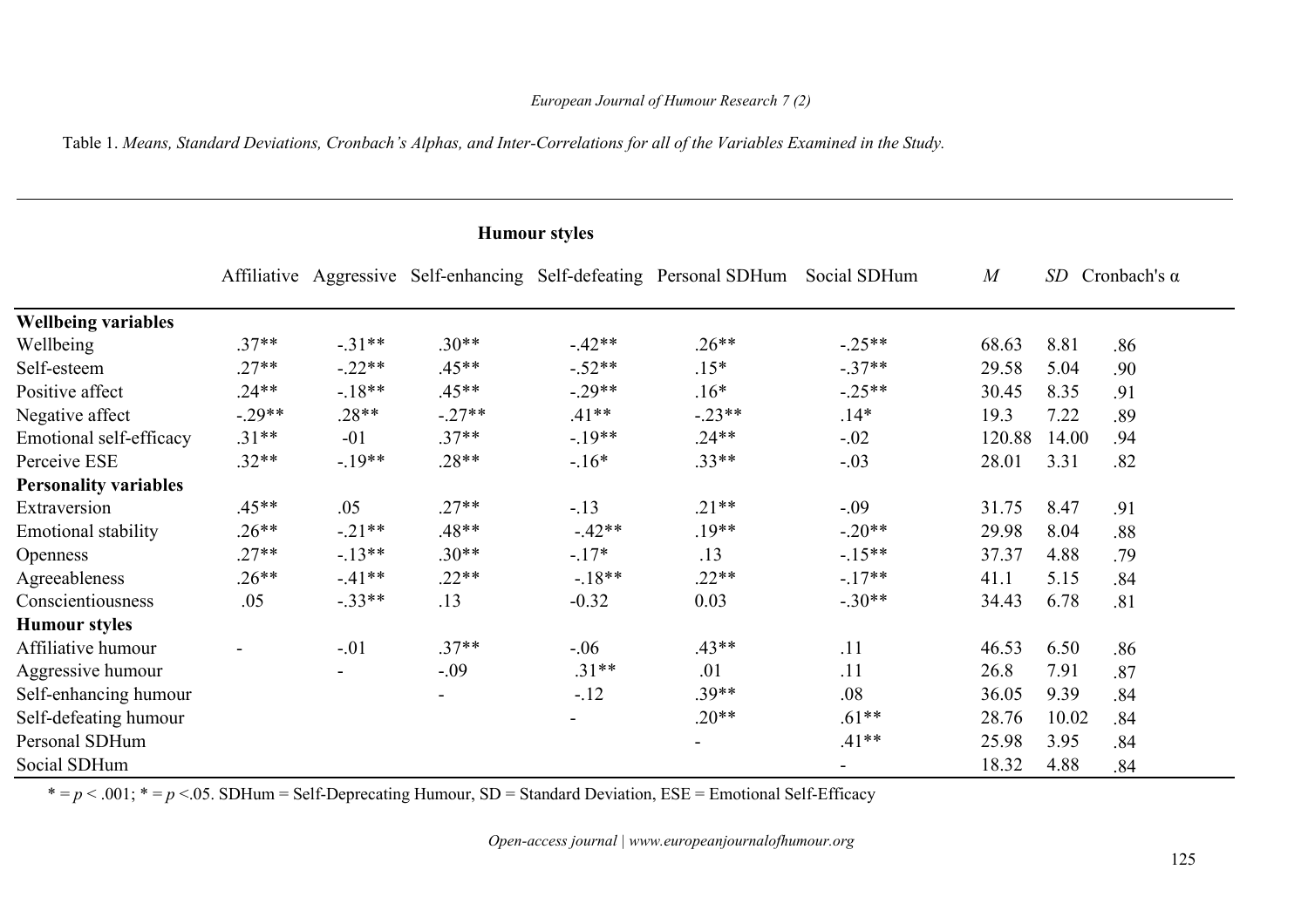Table 1. *Means, Standard Deviations, Cronbach's Alphas, and Inter-Correlations for all of the Variables Examined in the Study.*

| | Humour styles | | | | | | | | |
|---|---|---|---|---|---|---|---|---|---|
| | Affiliative | Aggressive | Self-enhancing | Self-defeating | Personal SDHum | Social SDHum | *M* | *SD* | Cronbach's α |
| **Wellbeing variables** | | | | | | | | | |
| Wellbeing | .37** | -.31** | .30** | -.42** | .26** | -.25** | 68.63 | 8.81 | .86 |
| Self-esteem | .27** | -.22** | .45** | -.52** | .15* | -.37** | 29.58 | 5.04 | .90 |
| Positive affect | .24** | -.18** | .45** | -.29** | .16* | -.25** | 30.45 | 8.35 | .91 |
| Negative affect | -.29** | .28** | -.27** | .41** | -.23** | .14* | 19.3 | 7.22 | .89 |
| Emotional self-efficacy | .31** | -01 | .37** | -.19** | .24** | -.02 | 120.88 | 14.00 | .94 |
| Perceive ESE | .32** | -.19** | .28** | -.16* | .33** | -.03 | 28.01 | 3.31 | .82 |
| **Personality variables** | | | | | | | | | |
| Extraversion | .45** | .05 | .27** | -.13 | .21** | -.09 | 31.75 | 8.47 | .91 |
| Emotional stability | .26** | -.21** | .48** | -.42** | .19** | -.20** | 29.98 | 8.04 | .88 |
| Openness | .27** | -.13** | .30** | -.17* | .13 | -.15** | 37.37 | 4.88 | .79 |
| Agreeableness | .26** | -.41** | .22** | -.18** | .22** | -.17** | 41.1 | 5.15 | .84 |
| Conscientiousness | .05 | -.33** | .13 | -0.32 | 0.03 | -.30** | 34.43 | 6.78 | .81 |
| **Humour styles** | | | | | | | | | |
| Affiliative humour | - | -.01 | .37** | -.06 | .43** | .11 | 46.53 | 6.50 | .86 |
| Aggressive humour | | - | -.09 | .31** | .01 | .11 | 26.8 | 7.91 | .87 |
| Self-enhancing humour | | | - | -.12 | .39** | .08 | 36.05 | 9.39 | .84 |
| Self-defeating humour | | | | - | .20** | .61** | 28.76 | 10.02 | .84 |
| Personal SDHum | | | | | - | .41** | 25.98 | 3.95 | .84 |
| Social SDHum | | | | | | - | 18.32 | 4.88 | .84 |

\* = *p* < .001; \* = *p* <.05. SDHum = Self-Deprecating Humour, SD = Standard Deviation, ESE = Emotional Self-Efficacy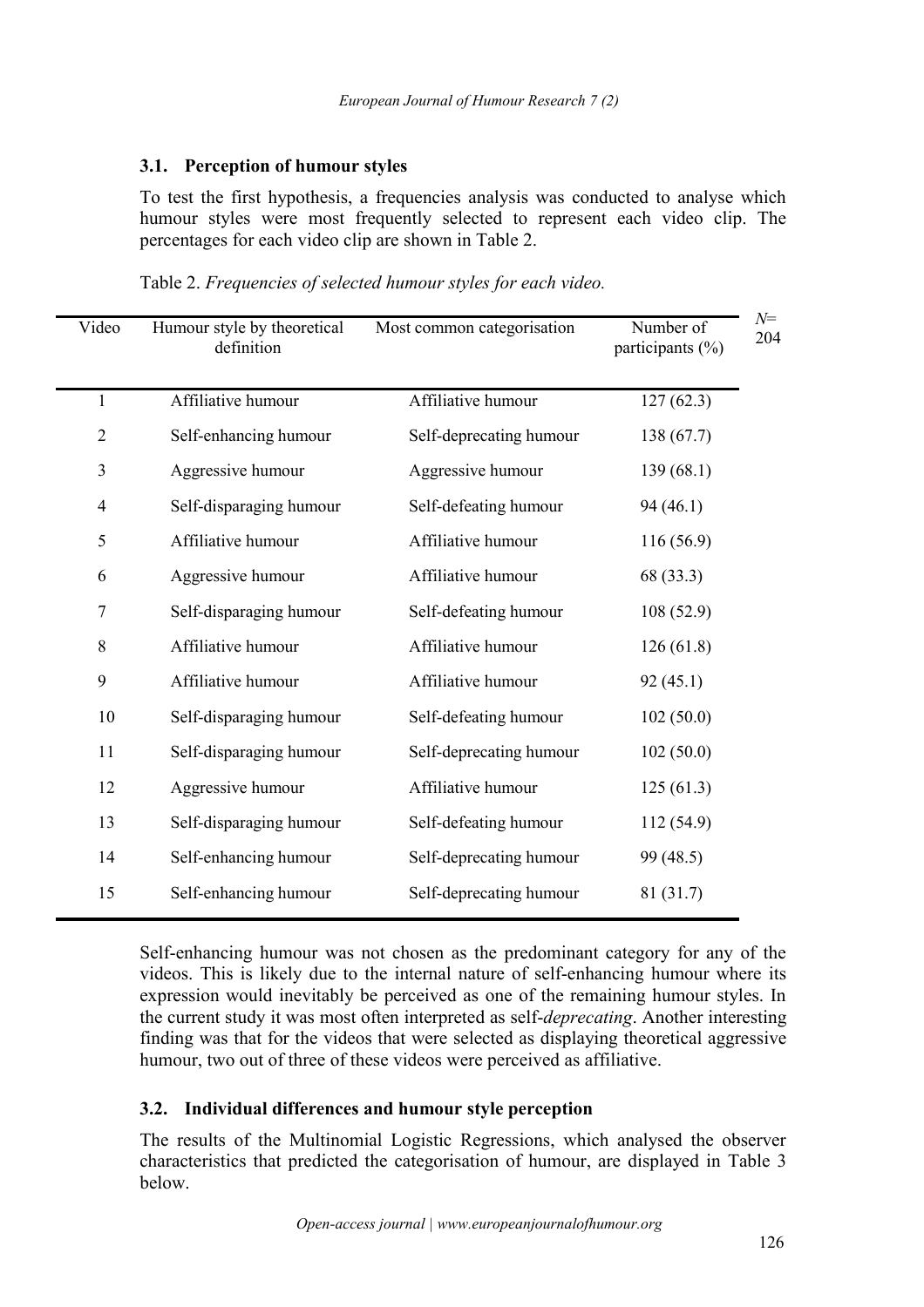### 3.1. Perception of humour styles

To test the first hypothesis, a frequencies analysis was conducted to analyse which humour styles were most frequently selected to represent each video clip. The percentages for each video clip are shown in Table 2.

Table 2. *Frequencies of selected humour styles for each video.*

| Video | Humour style by theoretical definition | Most common categorisation | Number of participants (%) | *N*= 204 |
|---|---|---|---|---|
| 1 | Affiliative humour | Affiliative humour | 127 (62.3) | |
| 2 | Self-enhancing humour | Self-deprecating humour | 138 (67.7) | |
| 3 | Aggressive humour | Aggressive humour | 139 (68.1) | |
| 4 | Self-disparaging humour | Self-defeating humour | 94 (46.1) | |
| 5 | Affiliative humour | Affiliative humour | 116 (56.9) | |
| 6 | Aggressive humour | Affiliative humour | 68 (33.3) | |
| 7 | Self-disparaging humour | Self-defeating humour | 108 (52.9) | |
| 8 | Affiliative humour | Affiliative humour | 126 (61.8) | |
| 9 | Affiliative humour | Affiliative humour | 92 (45.1) | |
| 10 | Self-disparaging humour | Self-defeating humour | 102 (50.0) | |
| 11 | Self-disparaging humour | Self-deprecating humour | 102 (50.0) | |
| 12 | Aggressive humour | Affiliative humour | 125 (61.3) | |
| 13 | Self-disparaging humour | Self-defeating humour | 112 (54.9) | |
| 14 | Self-enhancing humour | Self-deprecating humour | 99 (48.5) | |
| 15 | Self-enhancing humour | Self-deprecating humour | 81 (31.7) | |

Self-enhancing humour was not chosen as the predominant category for any of the videos. This is likely due to the internal nature of self-enhancing humour where its expression would inevitably be perceived as one of the remaining humour styles. In the current study it was most often interpreted as self-*deprecating*. Another interesting finding was that for the videos that were selected as displaying theoretical aggressive humour, two out of three of these videos were perceived as affiliative.

### 3.2. Individual differences and humour style perception

The results of the Multinomial Logistic Regressions, which analysed the observer characteristics that predicted the categorisation of humour, are displayed in Table 3 below.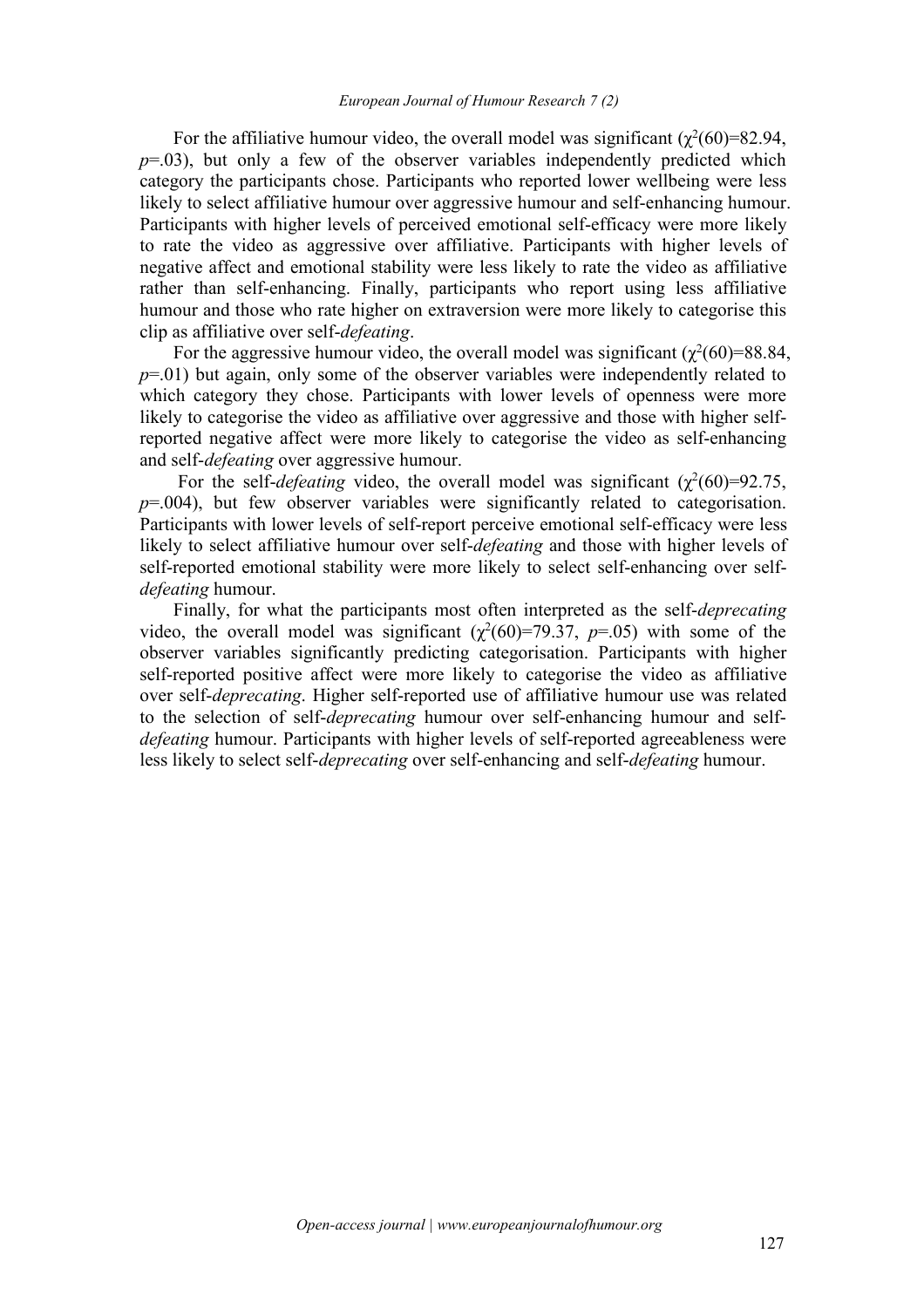For the affiliative humour video, the overall model was significant ($\chi^2(60)=82.94$, $p=.03$), but only a few of the observer variables independently predicted which category the participants chose. Participants who reported lower wellbeing were less likely to select affiliative humour over aggressive humour and self-enhancing humour. Participants with higher levels of perceived emotional self-efficacy were more likely to rate the video as aggressive over affiliative. Participants with higher levels of negative affect and emotional stability were less likely to rate the video as affiliative rather than self-enhancing. Finally, participants who report using less affiliative humour and those who rate higher on extraversion were more likely to categorise this clip as affiliative over self-*defeating*.

For the aggressive humour video, the overall model was significant ($\chi^2(60)=88.84$, $p=.01$) but again, only some of the observer variables were independently related to which category they chose. Participants with lower levels of openness were more likely to categorise the video as affiliative over aggressive and those with higher self-reported negative affect were more likely to categorise the video as self-enhancing and self-*defeating* over aggressive humour.

For the self-*defeating* video, the overall model was significant ($\chi^2(60)=92.75$, $p=.004$), but few observer variables were significantly related to categorisation. Participants with lower levels of self-report perceive emotional self-efficacy were less likely to select affiliative humour over self-*defeating* and those with higher levels of self-reported emotional stability were more likely to select self-enhancing over self-*defeating* humour.

Finally, for what the participants most often interpreted as the self-*deprecating* video, the overall model was significant ($\chi^2(60)=79.37$, $p=.05$) with some of the observer variables significantly predicting categorisation. Participants with higher self-reported positive affect were more likely to categorise the video as affiliative over self-*deprecating*. Higher self-reported use of affiliative humour use was related to the selection of self-*deprecating* humour over self-enhancing humour and self-*defeating* humour. Participants with higher levels of self-reported agreeableness were less likely to select self-*deprecating* over self-enhancing and self-*defeating* humour.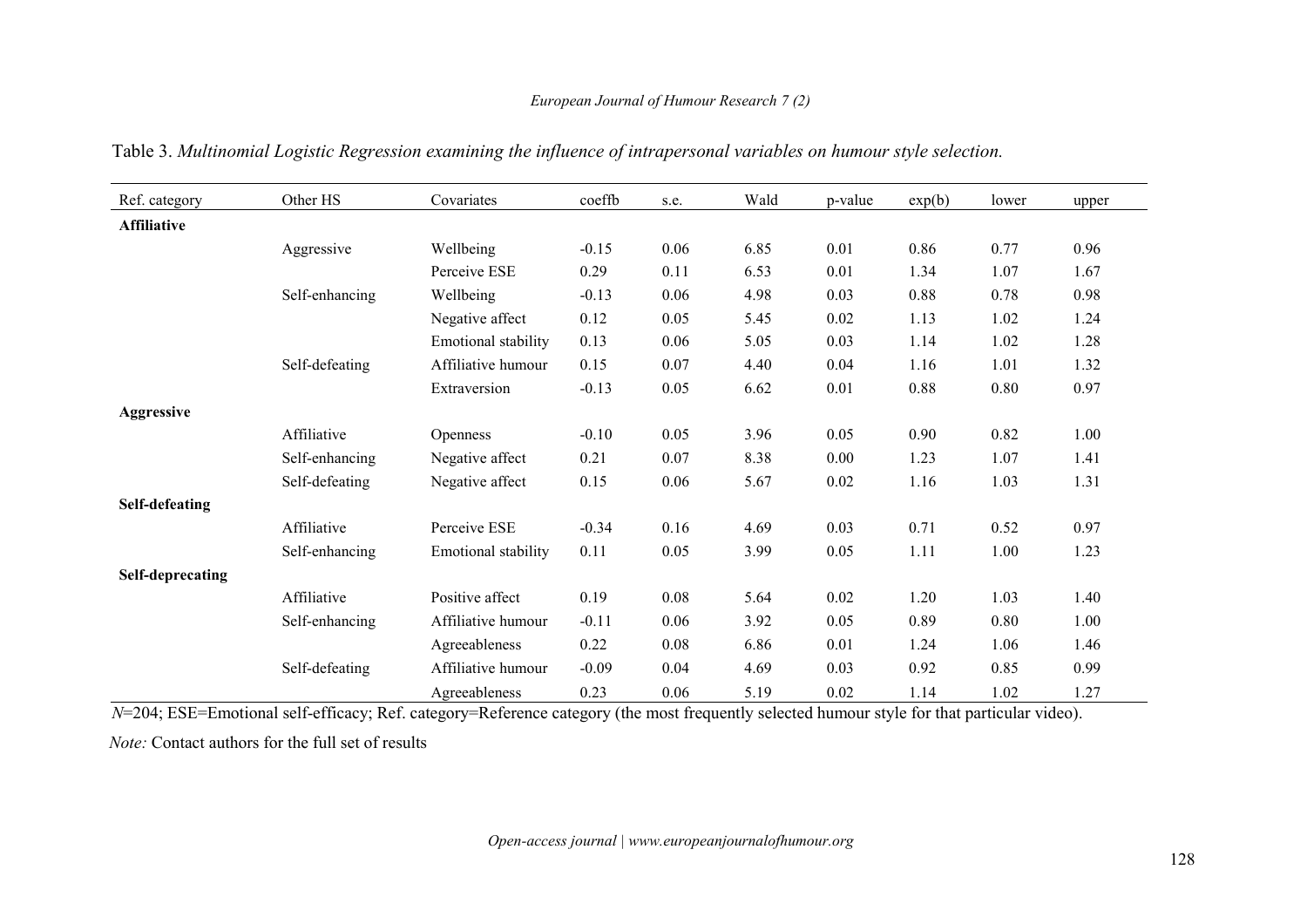Table 3. *Multinomial Logistic Regression examining the influence of intrapersonal variables on humour style selection.*

| Ref. category | Other HS | Covariates | coeffb | s.e. | Wald | p-value | exp(b) | lower | upper |
|---|---|---|---|---|---|---|---|---|---|
| **Affiliative** | | | | | | | | | |
| | Aggressive | Wellbeing | -0.15 | 0.06 | 6.85 | 0.01 | 0.86 | 0.77 | 0.96 |
| | | Perceive ESE | 0.29 | 0.11 | 6.53 | 0.01 | 1.34 | 1.07 | 1.67 |
| | Self-enhancing | Wellbeing | -0.13 | 0.06 | 4.98 | 0.03 | 0.88 | 0.78 | 0.98 |
| | | Negative affect | 0.12 | 0.05 | 5.45 | 0.02 | 1.13 | 1.02 | 1.24 |
| | | Emotional stability | 0.13 | 0.06 | 5.05 | 0.03 | 1.14 | 1.02 | 1.28 |
| | Self-defeating | Affiliative humour | 0.15 | 0.07 | 4.40 | 0.04 | 1.16 | 1.01 | 1.32 |
| | | Extraversion | -0.13 | 0.05 | 6.62 | 0.01 | 0.88 | 0.80 | 0.97 |
| **Aggressive** | | | | | | | | | |
| | Affiliative | Openness | -0.10 | 0.05 | 3.96 | 0.05 | 0.90 | 0.82 | 1.00 |
| | Self-enhancing | Negative affect | 0.21 | 0.07 | 8.38 | 0.00 | 1.23 | 1.07 | 1.41 |
| | Self-defeating | Negative affect | 0.15 | 0.06 | 5.67 | 0.02 | 1.16 | 1.03 | 1.31 |
| **Self-defeating** | | | | | | | | | |
| | Affiliative | Perceive ESE | -0.34 | 0.16 | 4.69 | 0.03 | 0.71 | 0.52 | 0.97 |
| | Self-enhancing | Emotional stability | 0.11 | 0.05 | 3.99 | 0.05 | 1.11 | 1.00 | 1.23 |
| **Self-deprecating** | | | | | | | | | |
| | Affiliative | Positive affect | 0.19 | 0.08 | 5.64 | 0.02 | 1.20 | 1.03 | 1.40 |
| | Self-enhancing | Affiliative humour | -0.11 | 0.06 | 3.92 | 0.05 | 0.89 | 0.80 | 1.00 |
| | | Agreeableness | 0.22 | 0.08 | 6.86 | 0.01 | 1.24 | 1.06 | 1.46 |
| | Self-defeating | Affiliative humour | -0.09 | 0.04 | 4.69 | 0.03 | 0.92 | 0.85 | 0.99 |
| | | Agreeableness | 0.23 | 0.06 | 5.19 | 0.02 | 1.14 | 1.02 | 1.27 |

*N*=204; ESE=Emotional self-efficacy; Ref. category=Reference category (the most frequently selected humour style for that particular video).

*Note:* Contact authors for the full set of results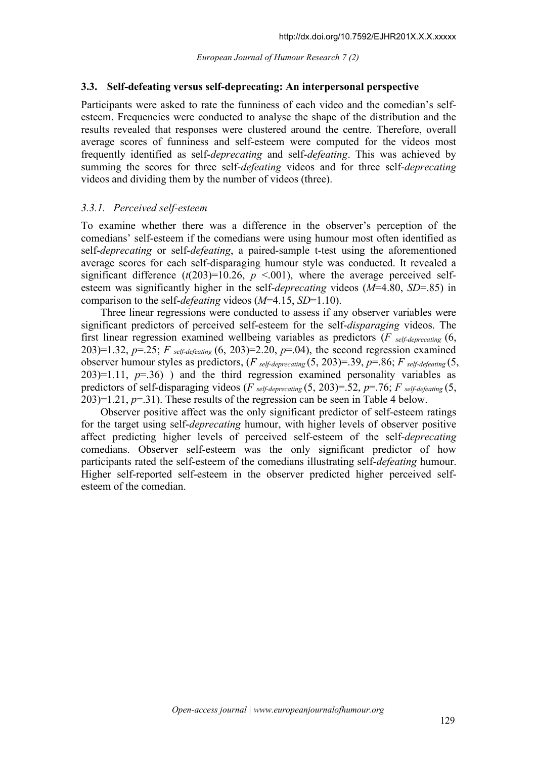### 3.3. Self-defeating versus self-deprecating: An interpersonal perspective

Participants were asked to rate the funniness of each video and the comedian's self-esteem. Frequencies were conducted to analyse the shape of the distribution and the results revealed that responses were clustered around the centre. Therefore, overall average scores of funniness and self-esteem were computed for the videos most frequently identified as self-*deprecating* and self-*defeating*. This was achieved by summing the scores for three self-*defeating* videos and for three self-*deprecating* videos and dividing them by the number of videos (three).

#### 3.3.1. Perceived self-esteem

To examine whether there was a difference in the observer's perception of the comedians' self-esteem if the comedians were using humour most often identified as self-*deprecating* or self-*defeating*, a paired-sample t-test using the aforementioned average scores for each self-disparaging humour style was conducted. It revealed a significant difference ($t(203)=10.26$, $p<.001$), where the average perceived self-esteem was significantly higher in the self-*deprecating* videos ($M=4.80$, $SD=.85$) in comparison to the self-*defeating* videos ($M=4.15$, $SD=1.10$).

Three linear regressions were conducted to assess if any observer variables were significant predictors of perceived self-esteem for the self-*disparaging* videos. The first linear regression examined wellbeing variables as predictors ($F_{\text{self-deprecating}}$ $(6, 203)=1.32$, $p=.25$; $F_{\text{self-defeating}}$ $(6, 203)=2.20$, $p=.04$), the second regression examined observer humour styles as predictors, ($F_{\text{self-deprecating}}$ $(5, 203)=.39$, $p=.86$; $F_{\text{self-defeating}}$ $(5, 203)=1.11$, $p=.36$) ) and the third regression examined personality variables as predictors of self-disparaging videos ($F_{\text{self-deprecating}}$ $(5, 203)=.52$, $p=.76$; $F_{\text{self-defeating}}$ $(5, 203)=1.21$, $p=.31$). These results of the regression can be seen in Table 4 below.

Observer positive affect was the only significant predictor of self-esteem ratings for the target using self-*deprecating* humour, with higher levels of observer positive affect predicting higher levels of perceived self-esteem of the self-*deprecating* comedians. Observer self-esteem was the only significant predictor of how participants rated the self-esteem of the comedians illustrating self-*defeating* humour. Higher self-reported self-esteem in the observer predicted higher perceived self-esteem of the comedian.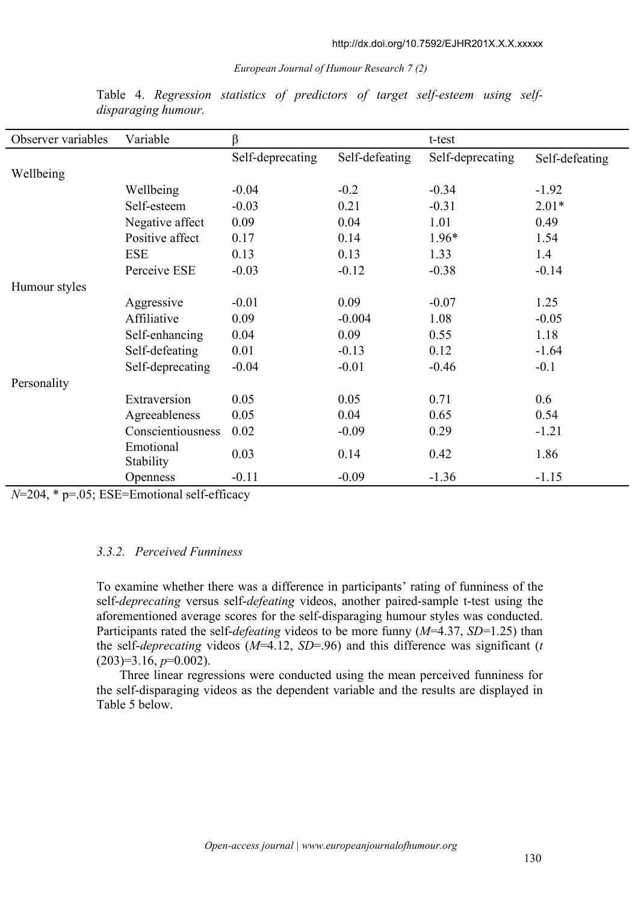Table 4. *Regression statistics of predictors of target self-esteem using self-disparaging humour.*

| Observer variables | Variable | β | | t-test | |
|---|---|---|---|---|---|
| | | Self-deprecating | Self-defeating | Self-deprecating | Self-defeating |
| Wellbeing | | | | | |
| | Wellbeing | -0.04 | -0.2 | -0.34 | -1.92 |
| | Self-esteem | -0.03 | 0.21 | -0.31 | 2.01* |
| | Negative affect | 0.09 | 0.04 | 1.01 | 0.49 |
| | Positive affect | 0.17 | 0.14 | 1.96* | 1.54 |
| | ESE | 0.13 | 0.13 | 1.33 | 1.4 |
| | Perceive ESE | -0.03 | -0.12 | -0.38 | -0.14 |
| Humour styles | | | | | |
| | Aggressive | -0.01 | 0.09 | -0.07 | 1.25 |
| | Affiliative | 0.09 | -0.004 | 1.08 | -0.05 |
| | Self-enhancing | 0.04 | 0.09 | 0.55 | 1.18 |
| | Self-defeating | 0.01 | -0.13 | 0.12 | -1.64 |
| | Self-deprecating | -0.04 | -0.01 | -0.46 | -0.1 |
| Personality | | | | | |
| | Extraversion | 0.05 | 0.05 | 0.71 | 0.6 |
| | Agreeableness | 0.05 | 0.04 | 0.65 | 0.54 |
| | Conscientiousness | 0.02 | -0.09 | 0.29 | -1.21 |
| | Emotional Stability | 0.03 | 0.14 | 0.42 | 1.86 |
| | Openness | -0.11 | -0.09 | -1.36 | -1.15 |

*N*=204, * p=.05; ESE=Emotional self-efficacy

### *3.3.2. Perceived Funniness*

To examine whether there was a difference in participants' rating of funniness of the self-*deprecating* versus self-*defeating* videos, another paired-sample t-test using the aforementioned average scores for the self-disparaging humour styles was conducted. Participants rated the self-*defeating* videos to be more funny (*M*=4.37, *SD*=1.25) than the self-*deprecating* videos (*M*=4.12, *SD*=.96) and this difference was significant (*t* (203)=3.16, *p*=0.002).

Three linear regressions were conducted using the mean perceived funniness for the self-disparaging videos as the dependent variable and the results are displayed in Table 5 below.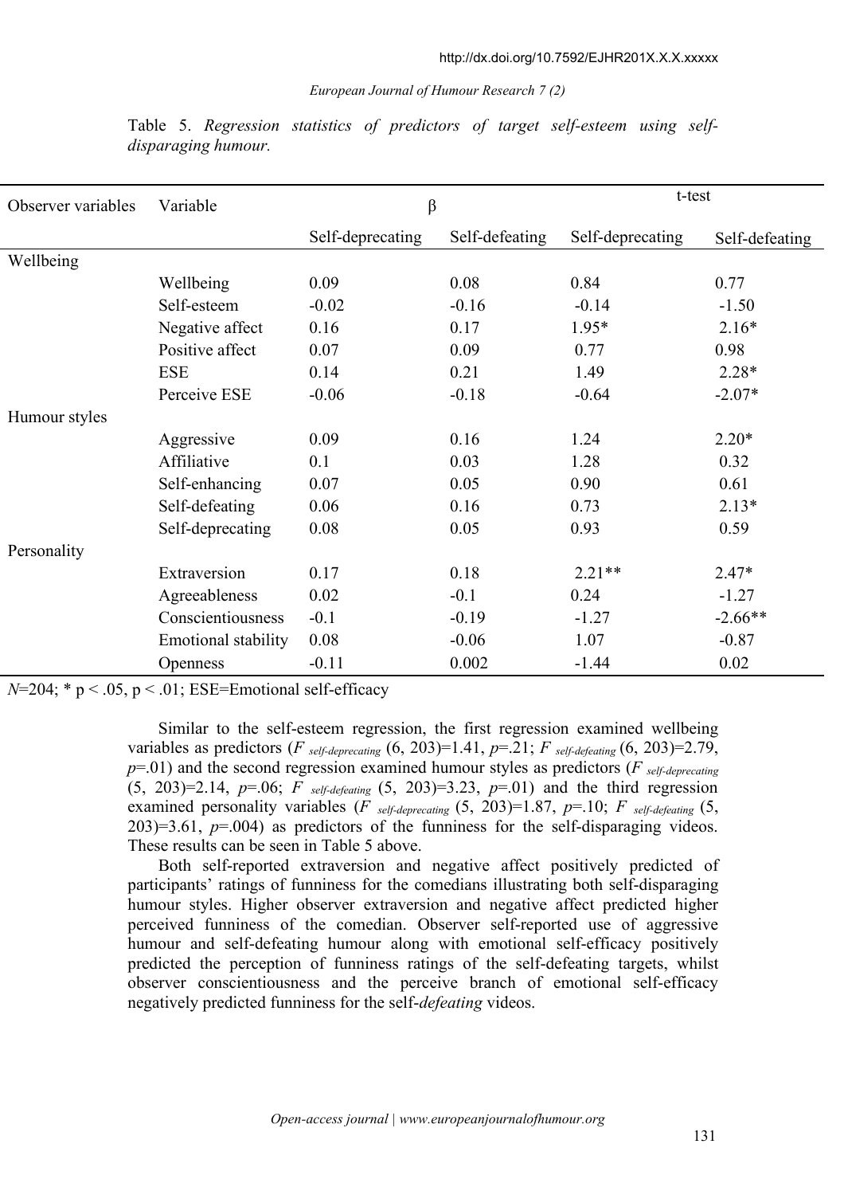Table 5. *Regression statistics of predictors of target self-esteem using self-disparaging humour.*

| Observer variables | Variable | β | | t-test | |
|---|---|---|---|---|---|
| | | Self-deprecating | Self-defeating | Self-deprecating | Self-defeating |
| Wellbeing | | | | | |
| | Wellbeing | 0.09 | 0.08 | 0.84 | 0.77 |
| | Self-esteem | -0.02 | -0.16 | -0.14 | -1.50 |
| | Negative affect | 0.16 | 0.17 | 1.95* | 2.16* |
| | Positive affect | 0.07 | 0.09 | 0.77 | 0.98 |
| | ESE | 0.14 | 0.21 | 1.49 | 2.28* |
| | Perceive ESE | -0.06 | -0.18 | -0.64 | -2.07* |
| Humour styles | | | | | |
| | Aggressive | 0.09 | 0.16 | 1.24 | 2.20* |
| | Affiliative | 0.1 | 0.03 | 1.28 | 0.32 |
| | Self-enhancing | 0.07 | 0.05 | 0.90 | 0.61 |
| | Self-defeating | 0.06 | 0.16 | 0.73 | 2.13* |
| | Self-deprecating | 0.08 | 0.05 | 0.93 | 0.59 |
| Personality | | | | | |
| | Extraversion | 0.17 | 0.18 | 2.21** | 2.47* |
| | Agreeableness | 0.02 | -0.1 | 0.24 | -1.27 |
| | Conscientiousness | -0.1 | -0.19 | -1.27 | -2.66** |
| | Emotional stability | 0.08 | -0.06 | 1.07 | -0.87 |
| | Openness | -0.11 | 0.002 | -1.44 | 0.02 |

*N*=204; * p < .05, p < .01; ESE=Emotional self-efficacy

Similar to the self-esteem regression, the first regression examined wellbeing variables as predictors ($F_{self\text{-}deprecating}$ (6, 203)=1.41, *p*=.21; $F_{self\text{-}defeating}$ (6, 203)=2.79, *p*=.01) and the second regression examined humour styles as predictors ($F_{self\text{-}deprecating}$ (5, 203)=2.14, *p*=.06; $F_{self\text{-}defeating}$ (5, 203)=3.23, *p*=.01) and the third regression examined personality variables ($F_{self\text{-}deprecating}$ (5, 203)=1.87, *p*=.10; $F_{self\text{-}defeating}$ (5, 203)=3.61, *p*=.004) as predictors of the funniness for the self-disparaging videos. These results can be seen in Table 5 above.

Both self-reported extraversion and negative affect positively predicted of participants' ratings of funniness for the comedians illustrating both self-disparaging humour styles. Higher observer extraversion and negative affect predicted higher perceived funniness of the comedian. Observer self-reported use of aggressive humour and self-defeating humour along with emotional self-efficacy positively predicted the perception of funniness ratings of the self-defeating targets, whilst observer conscientiousness and the perceive branch of emotional self-efficacy negatively predicted funniness for the self-*defeating* videos.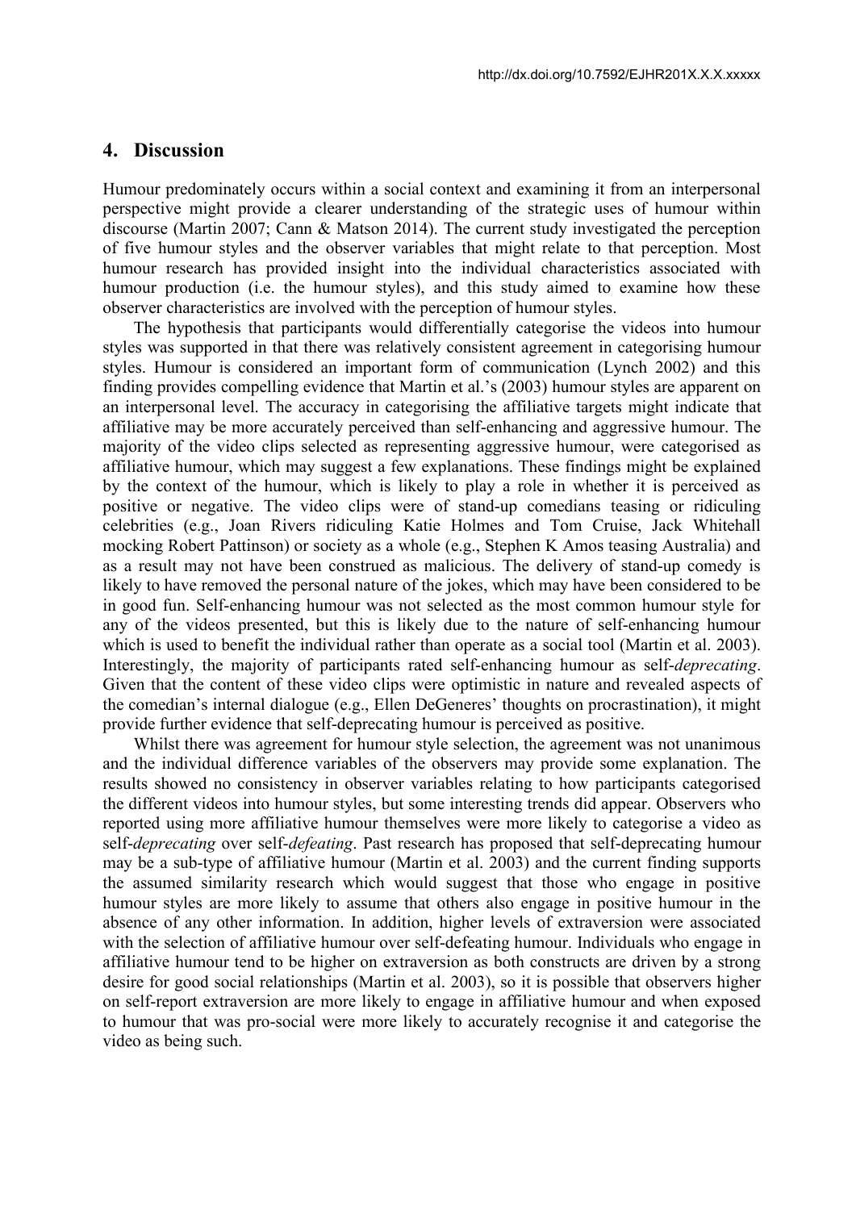## 4. Discussion

Humour predominately occurs within a social context and examining it from an interpersonal perspective might provide a clearer understanding of the strategic uses of humour within discourse (Martin 2007; Cann & Matson 2014). The current study investigated the perception of five humour styles and the observer variables that might relate to that perception. Most humour research has provided insight into the individual characteristics associated with humour production (i.e. the humour styles), and this study aimed to examine how these observer characteristics are involved with the perception of humour styles.

The hypothesis that participants would differentially categorise the videos into humour styles was supported in that there was relatively consistent agreement in categorising humour styles. Humour is considered an important form of communication (Lynch 2002) and this finding provides compelling evidence that Martin et al.'s (2003) humour styles are apparent on an interpersonal level. The accuracy in categorising the affiliative targets might indicate that affiliative may be more accurately perceived than self-enhancing and aggressive humour. The majority of the video clips selected as representing aggressive humour, were categorised as affiliative humour, which may suggest a few explanations. These findings might be explained by the context of the humour, which is likely to play a role in whether it is perceived as positive or negative. The video clips were of stand-up comedians teasing or ridiculing celebrities (e.g., Joan Rivers ridiculing Katie Holmes and Tom Cruise, Jack Whitehall mocking Robert Pattinson) or society as a whole (e.g., Stephen K Amos teasing Australia) and as a result may not have been construed as malicious. The delivery of stand-up comedy is likely to have removed the personal nature of the jokes, which may have been considered to be in good fun. Self-enhancing humour was not selected as the most common humour style for any of the videos presented, but this is likely due to the nature of self-enhancing humour which is used to benefit the individual rather than operate as a social tool (Martin et al. 2003). Interestingly, the majority of participants rated self-enhancing humour as self-*deprecating*. Given that the content of these video clips were optimistic in nature and revealed aspects of the comedian's internal dialogue (e.g., Ellen DeGeneres' thoughts on procrastination), it might provide further evidence that self-deprecating humour is perceived as positive.

Whilst there was agreement for humour style selection, the agreement was not unanimous and the individual difference variables of the observers may provide some explanation. The results showed no consistency in observer variables relating to how participants categorised the different videos into humour styles, but some interesting trends did appear. Observers who reported using more affiliative humour themselves were more likely to categorise a video as self-*deprecating* over self-*defeating*. Past research has proposed that self-deprecating humour may be a sub-type of affiliative humour (Martin et al. 2003) and the current finding supports the assumed similarity research which would suggest that those who engage in positive humour styles are more likely to assume that others also engage in positive humour in the absence of any other information. In addition, higher levels of extraversion were associated with the selection of affiliative humour over self-defeating humour. Individuals who engage in affiliative humour tend to be higher on extraversion as both constructs are driven by a strong desire for good social relationships (Martin et al. 2003), so it is possible that observers higher on self-report extraversion are more likely to engage in affiliative humour and when exposed to humour that was pro-social were more likely to accurately recognise it and categorise the video as being such.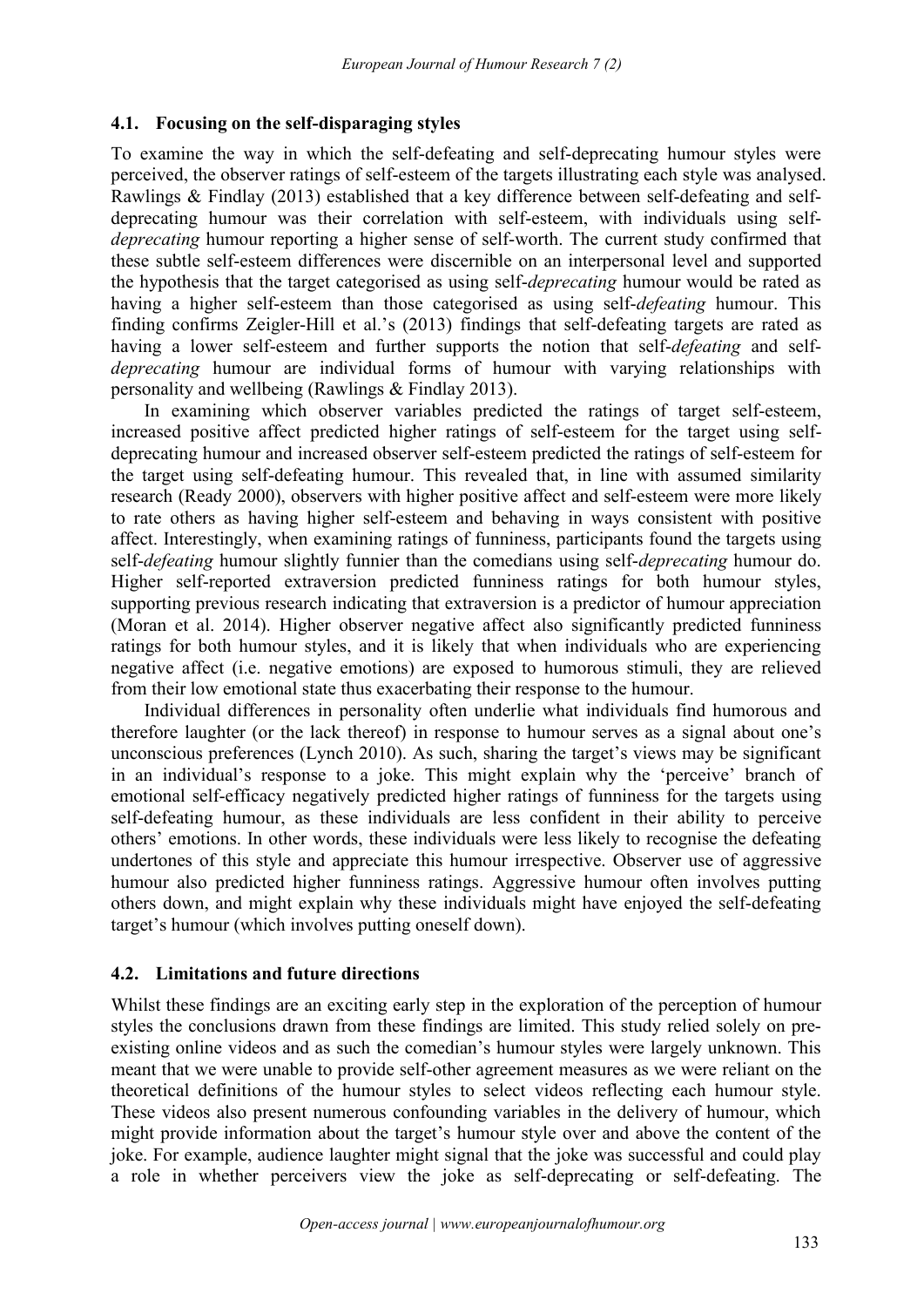### 4.1. Focusing on the self-disparaging styles

To examine the way in which the self-defeating and self-deprecating humour styles were perceived, the observer ratings of self-esteem of the targets illustrating each style was analysed. Rawlings & Findlay (2013) established that a key difference between self-defeating and self-deprecating humour was their correlation with self-esteem, with individuals using self-*deprecating* humour reporting a higher sense of self-worth. The current study confirmed that these subtle self-esteem differences were discernible on an interpersonal level and supported the hypothesis that the target categorised as using self-*deprecating* humour would be rated as having a higher self-esteem than those categorised as using self-*defeating* humour. This finding confirms Zeigler-Hill et al.'s (2013) findings that self-defeating targets are rated as having a lower self-esteem and further supports the notion that self-*defeating* and self-*deprecating* humour are individual forms of humour with varying relationships with personality and wellbeing (Rawlings & Findlay 2013).

In examining which observer variables predicted the ratings of target self-esteem, increased positive affect predicted higher ratings of self-esteem for the target using self-deprecating humour and increased observer self-esteem predicted the ratings of self-esteem for the target using self-defeating humour. This revealed that, in line with assumed similarity research (Ready 2000), observers with higher positive affect and self-esteem were more likely to rate others as having higher self-esteem and behaving in ways consistent with positive affect. Interestingly, when examining ratings of funniness, participants found the targets using self-*defeating* humour slightly funnier than the comedians using self-*deprecating* humour do. Higher self-reported extraversion predicted funniness ratings for both humour styles, supporting previous research indicating that extraversion is a predictor of humour appreciation (Moran et al. 2014). Higher observer negative affect also significantly predicted funniness ratings for both humour styles, and it is likely that when individuals who are experiencing negative affect (i.e. negative emotions) are exposed to humorous stimuli, they are relieved from their low emotional state thus exacerbating their response to the humour.

Individual differences in personality often underlie what individuals find humorous and therefore laughter (or the lack thereof) in response to humour serves as a signal about one's unconscious preferences (Lynch 2010). As such, sharing the target's views may be significant in an individual's response to a joke. This might explain why the 'perceive' branch of emotional self-efficacy negatively predicted higher ratings of funniness for the targets using self-defeating humour, as these individuals are less confident in their ability to perceive others' emotions. In other words, these individuals were less likely to recognise the defeating undertones of this style and appreciate this humour irrespective. Observer use of aggressive humour also predicted higher funniness ratings. Aggressive humour often involves putting others down, and might explain why these individuals might have enjoyed the self-defeating target's humour (which involves putting oneself down).

### 4.2. Limitations and future directions

Whilst these findings are an exciting early step in the exploration of the perception of humour styles the conclusions drawn from these findings are limited. This study relied solely on pre-existing online videos and as such the comedian's humour styles were largely unknown. This meant that we were unable to provide self-other agreement measures as we were reliant on the theoretical definitions of the humour styles to select videos reflecting each humour style. These videos also present numerous confounding variables in the delivery of humour, which might provide information about the target's humour style over and above the content of the joke. For example, audience laughter might signal that the joke was successful and could play a role in whether perceivers view the joke as self-deprecating or self-defeating. The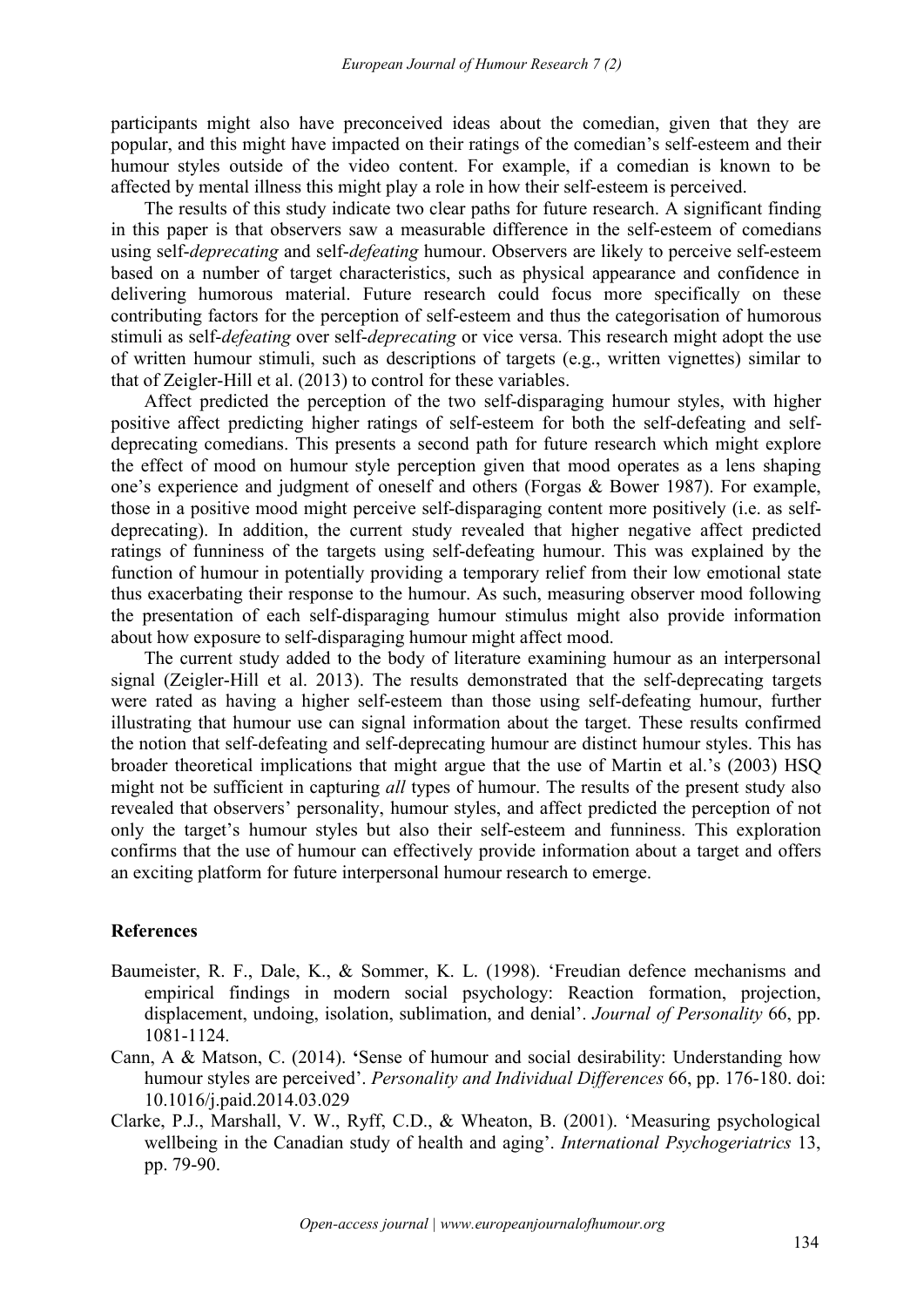participants might also have preconceived ideas about the comedian, given that they are popular, and this might have impacted on their ratings of the comedian's self-esteem and their humour styles outside of the video content. For example, if a comedian is known to be affected by mental illness this might play a role in how their self-esteem is perceived.

The results of this study indicate two clear paths for future research. A significant finding in this paper is that observers saw a measurable difference in the self-esteem of comedians using self-*deprecating* and self-*defeating* humour. Observers are likely to perceive self-esteem based on a number of target characteristics, such as physical appearance and confidence in delivering humorous material. Future research could focus more specifically on these contributing factors for the perception of self-esteem and thus the categorisation of humorous stimuli as self-*defeating* over self-*deprecating* or vice versa. This research might adopt the use of written humour stimuli, such as descriptions of targets (e.g., written vignettes) similar to that of Zeigler-Hill et al. (2013) to control for these variables.

Affect predicted the perception of the two self-disparaging humour styles, with higher positive affect predicting higher ratings of self-esteem for both the self-defeating and self-deprecating comedians. This presents a second path for future research which might explore the effect of mood on humour style perception given that mood operates as a lens shaping one's experience and judgment of oneself and others (Forgas & Bower 1987). For example, those in a positive mood might perceive self-disparaging content more positively (i.e. as self-deprecating). In addition, the current study revealed that higher negative affect predicted ratings of funniness of the targets using self-defeating humour. This was explained by the function of humour in potentially providing a temporary relief from their low emotional state thus exacerbating their response to the humour. As such, measuring observer mood following the presentation of each self-disparaging humour stimulus might also provide information about how exposure to self-disparaging humour might affect mood.

The current study added to the body of literature examining humour as an interpersonal signal (Zeigler-Hill et al. 2013). The results demonstrated that the self-deprecating targets were rated as having a higher self-esteem than those using self-defeating humour, further illustrating that humour use can signal information about the target. These results confirmed the notion that self-defeating and self-deprecating humour are distinct humour styles. This has broader theoretical implications that might argue that the use of Martin et al.'s (2003) HSQ might not be sufficient in capturing *all* types of humour. The results of the present study also revealed that observers' personality, humour styles, and affect predicted the perception of not only the target's humour styles but also their self-esteem and funniness. This exploration confirms that the use of humour can effectively provide information about a target and offers an exciting platform for future interpersonal humour research to emerge.

## References

Baumeister, R. F., Dale, K., & Sommer, K. L. (1998). 'Freudian defence mechanisms and empirical findings in modern social psychology: Reaction formation, projection, displacement, undoing, isolation, sublimation, and denial'. *Journal of Personality* 66, pp. 1081-1124.

Cann, A & Matson, C. (2014). 'Sense of humour and social desirability: Understanding how humour styles are perceived'. *Personality and Individual Differences* 66, pp. 176-180. doi: 10.1016/j.paid.2014.03.029

Clarke, P.J., Marshall, V. W., Ryff, C.D., & Wheaton, B. (2001). 'Measuring psychological wellbeing in the Canadian study of health and aging'. *International Psychogeriatrics* 13, pp. 79-90.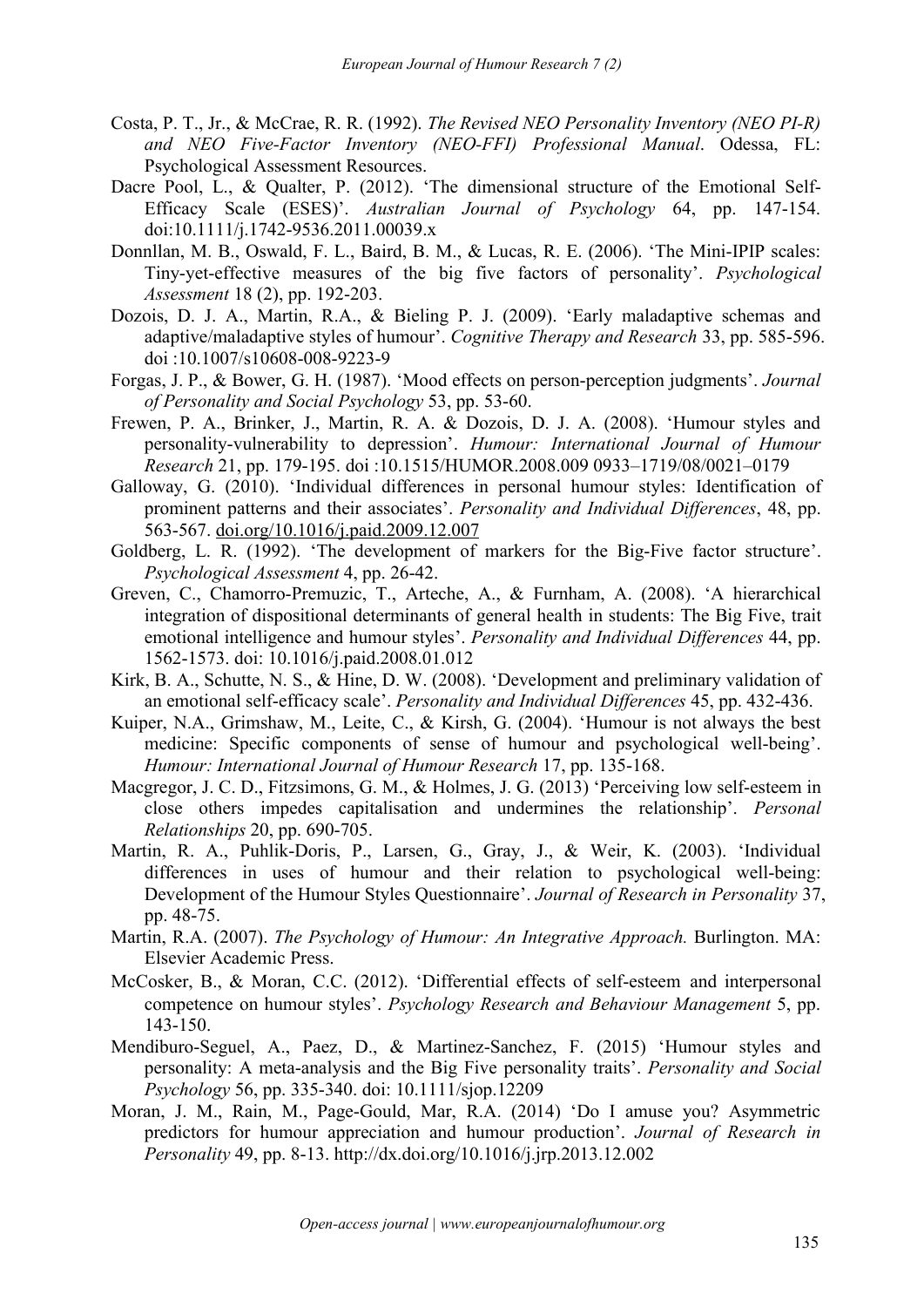Costa, P. T., Jr., & McCrae, R. R. (1992). *The Revised NEO Personality Inventory (NEO PI-R) and NEO Five-Factor Inventory (NEO-FFI) Professional Manual*. Odessa, FL: Psychological Assessment Resources.

Dacre Pool, L., & Qualter, P. (2012). 'The dimensional structure of the Emotional Self-Efficacy Scale (ESES)'. *Australian Journal of Psychology* 64, pp. 147-154. doi:10.1111/j.1742-9536.2011.00039.x

Donnllan, M. B., Oswald, F. L., Baird, B. M., & Lucas, R. E. (2006). 'The Mini-IPIP scales: Tiny-yet-effective measures of the big five factors of personality'. *Psychological Assessment* 18 (2), pp. 192-203.

Dozois, D. J. A., Martin, R.A., & Bieling P. J. (2009). 'Early maladaptive schemas and adaptive/maladaptive styles of humour'. *Cognitive Therapy and Research* 33, pp. 585-596. doi :10.1007/s10608-008-9223-9

Forgas, J. P., & Bower, G. H. (1987). 'Mood effects on person-perception judgments'. *Journal of Personality and Social Psychology* 53, pp. 53-60.

Frewen, P. A., Brinker, J., Martin, R. A. & Dozois, D. J. A. (2008). 'Humour styles and personality-vulnerability to depression'. *Humour: International Journal of Humour Research* 21, pp. 179-195. doi :10.1515/HUMOR.2008.009 0933–1719/08/0021–0179

Galloway, G. (2010). 'Individual differences in personal humour styles: Identification of prominent patterns and their associates'. *Personality and Individual Differences*, 48, pp. 563-567. doi.org/10.1016/j.paid.2009.12.007

Goldberg, L. R. (1992). 'The development of markers for the Big-Five factor structure'. *Psychological Assessment* 4, pp. 26-42.

Greven, C., Chamorro-Premuzic, T., Arteche, A., & Furnham, A. (2008). 'A hierarchical integration of dispositional determinants of general health in students: The Big Five, trait emotional intelligence and humour styles'. *Personality and Individual Differences* 44, pp. 1562-1573. doi: 10.1016/j.paid.2008.01.012

Kirk, B. A., Schutte, N. S., & Hine, D. W. (2008). 'Development and preliminary validation of an emotional self-efficacy scale'. *Personality and Individual Differences* 45, pp. 432-436.

Kuiper, N.A., Grimshaw, M., Leite, C., & Kirsh, G. (2004). 'Humour is not always the best medicine: Specific components of sense of humour and psychological well-being'. *Humour: International Journal of Humour Research* 17, pp. 135-168.

Macgregor, J. C. D., Fitzsimons, G. M., & Holmes, J. G. (2013) 'Perceiving low self-esteem in close others impedes capitalisation and undermines the relationship'. *Personal Relationships* 20, pp. 690-705.

Martin, R. A., Puhlik-Doris, P., Larsen, G., Gray, J., & Weir, K. (2003). 'Individual differences in uses of humour and their relation to psychological well-being: Development of the Humour Styles Questionnaire'. *Journal of Research in Personality* 37, pp. 48-75.

Martin, R.A. (2007). *The Psychology of Humour: An Integrative Approach.* Burlington. MA: Elsevier Academic Press.

McCosker, B., & Moran, C.C. (2012). 'Differential effects of self-esteem and interpersonal competence on humour styles'. *Psychology Research and Behaviour Management* 5, pp. 143-150.

Mendiburo-Seguel, A., Paez, D., & Martinez-Sanchez, F. (2015) 'Humour styles and personality: A meta-analysis and the Big Five personality traits'. *Personality and Social Psychology* 56, pp. 335-340. doi: 10.1111/sjop.12209

Moran, J. M., Rain, M., Page-Gould, Mar, R.A. (2014) 'Do I amuse you? Asymmetric predictors for humour appreciation and humour production'. *Journal of Research in Personality* 49, pp. 8-13. http://dx.doi.org/10.1016/j.jrp.2013.12.002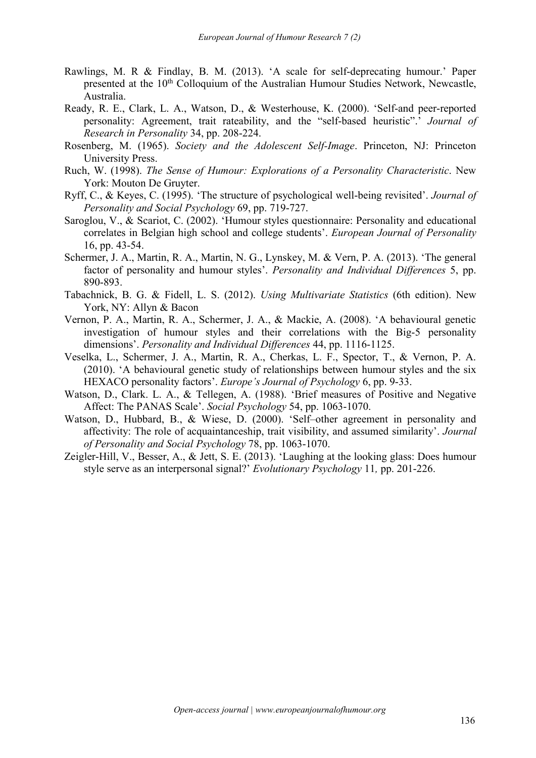Rawlings, M. R & Findlay, B. M. (2013). 'A scale for self-deprecating humour.' Paper presented at the 10th Colloquium of the Australian Humour Studies Network, Newcastle, Australia.

Ready, R. E., Clark, L. A., Watson, D., & Westerhouse, K. (2000). 'Self-and peer-reported personality: Agreement, trait rateability, and the "self-based heuristic".' *Journal of Research in Personality* 34, pp. 208-224.

Rosenberg, M. (1965). *Society and the Adolescent Self-Image*. Princeton, NJ: Princeton University Press.

Ruch, W. (1998). *The Sense of Humour: Explorations of a Personality Characteristic*. New York: Mouton De Gruyter.

Ryff, C., & Keyes, C. (1995). 'The structure of psychological well-being revisited'. *Journal of Personality and Social Psychology* 69, pp. 719-727.

Saroglou, V., & Scariot, C. (2002). 'Humour styles questionnaire: Personality and educational correlates in Belgian high school and college students'. *European Journal of Personality* 16, pp. 43-54.

Schermer, J. A., Martin, R. A., Martin, N. G., Lynskey, M. & Vern, P. A. (2013). 'The general factor of personality and humour styles'. *Personality and Individual Differences* 5, pp. 890-893.

Tabachnick, B. G. & Fidell, L. S. (2012). *Using Multivariate Statistics* (6th edition). New York, NY: Allyn & Bacon

Vernon, P. A., Martin, R. A., Schermer, J. A., & Mackie, A. (2008). 'A behavioural genetic investigation of humour styles and their correlations with the Big-5 personality dimensions'. *Personality and Individual Differences* 44, pp. 1116-1125.

Veselka, L., Schermer, J. A., Martin, R. A., Cherkas, L. F., Spector, T., & Vernon, P. A. (2010). 'A behavioural genetic study of relationships between humour styles and the six HEXACO personality factors'. *Europe's Journal of Psychology* 6, pp. 9-33.

Watson, D., Clark. L. A., & Tellegen, A. (1988). 'Brief measures of Positive and Negative Affect: The PANAS Scale'. *Social Psychology* 54, pp. 1063-1070.

Watson, D., Hubbard, B., & Wiese, D. (2000). 'Self–other agreement in personality and affectivity: The role of acquaintanceship, trait visibility, and assumed similarity'. *Journal of Personality and Social Psychology* 78, pp. 1063-1070.

Zeigler-Hill, V., Besser, A., & Jett, S. E. (2013). 'Laughing at the looking glass: Does humour style serve as an interpersonal signal?' *Evolutionary Psychology* 11*,* pp. 201-226.